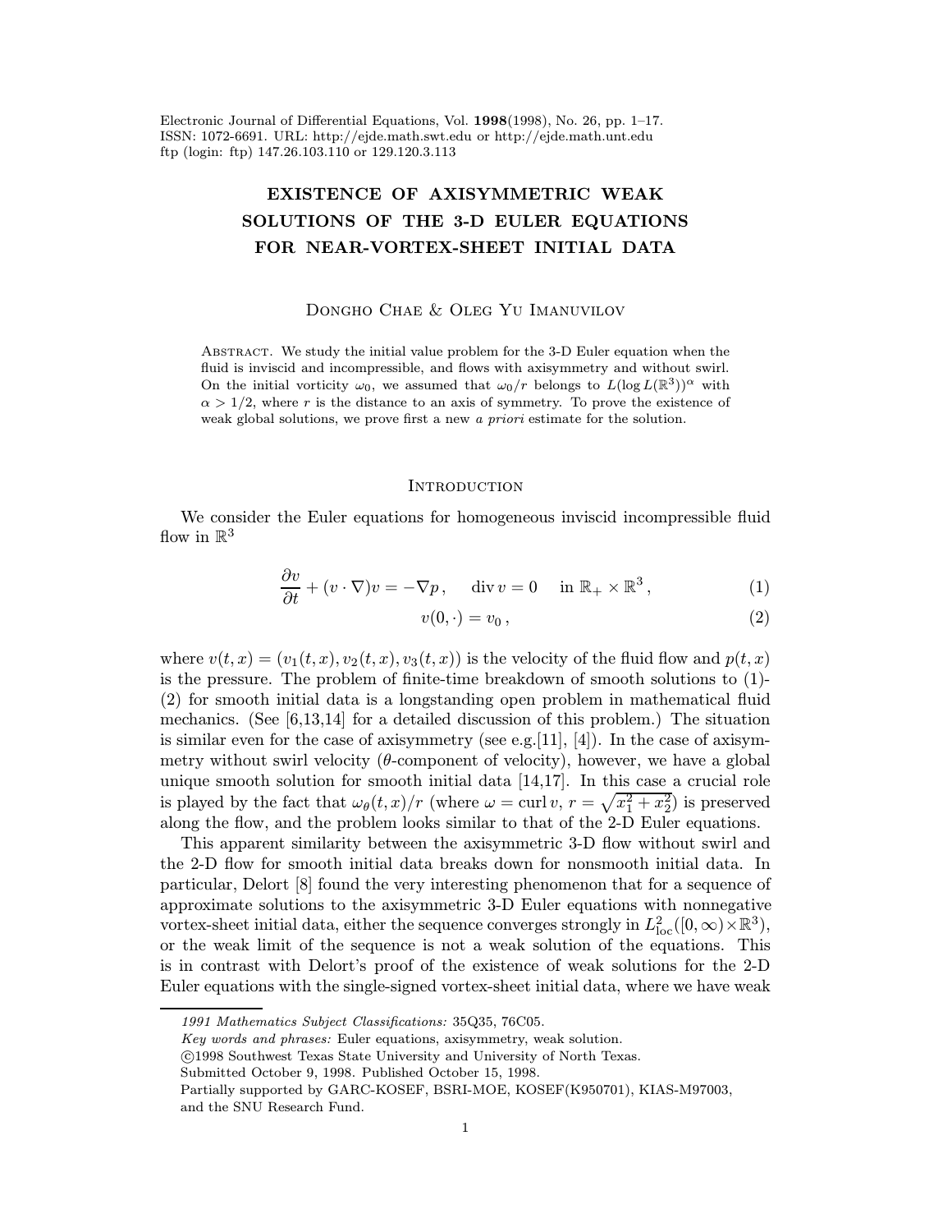Electronic Journal of Differential Equations, Vol. **1998**(1998), No. 26, pp. 1–17.
ISSN: 1072-6691. URL: http://ejde.math.swt.edu or http://ejde.math.unt.edu
ftp (login: ftp) 147.26.103.110 or 129.120.3.113

# EXISTENCE OF AXISYMMETRIC WEAK SOLUTIONS OF THE 3-D EULER EQUATIONS FOR NEAR-VORTEX-SHEET INITIAL DATA

Dongho Chae & Oleg Yu Imanuvilov

Abstract. We study the initial value problem for the 3-D Euler equation when the fluid is inviscid and incompressible, and flows with axisymmetry and without swirl. On the initial vorticity $\omega_0$, we assumed that $\omega_0/r$ belongs to $L(\log L(\mathbb{R}^3))^\alpha$ with $\alpha > 1/2$, where $r$ is the distance to an axis of symmetry. To prove the existence of weak global solutions, we prove first a new *a priori* estimate for the solution.

## Introduction

We consider the Euler equations for homogeneous inviscid incompressible fluid flow in $\mathbb{R}^3$

$$\frac{\partial v}{\partial t} + (v \cdot \nabla)v = -\nabla p\,, \qquad \operatorname{div} v = 0 \quad \text{ in } \mathbb{R}_+ \times \mathbb{R}^3\,, \tag{1}$$

$$v(0, \cdot) = v_0\,, \tag{2}$$

where $v(t,x) = (v_1(t,x), v_2(t,x), v_3(t,x))$ is the velocity of the fluid flow and $p(t,x)$ is the pressure. The problem of finite-time breakdown of smooth solutions to (1)-(2) for smooth initial data is a longstanding open problem in mathematical fluid mechanics. (See [6,13,14] for a detailed discussion of this problem.) The situation is similar even for the case of axisymmetry (see e.g.[11], [4]). In the case of axisymmetry without swirl velocity ($\theta$-component of velocity), however, we have a global unique smooth solution for smooth initial data [14,17]. In this case a crucial role is played by the fact that $\omega_\theta(t,x)/r$ (where $\omega = \operatorname{curl} v$, $r = \sqrt{x_1^2 + x_2^2}$) is preserved along the flow, and the problem looks similar to that of the 2-D Euler equations.

This apparent similarity between the axisymmetric 3-D flow without swirl and the 2-D flow for smooth initial data breaks down for nonsmooth initial data. In particular, Delort [8] found the very interesting phenomenon that for a sequence of approximate solutions to the axisymmetric 3-D Euler equations with nonnegative vortex-sheet initial data, either the sequence converges strongly in $L^2_{\text{loc}}([0,\infty)\times\mathbb{R}^3)$, or the weak limit of the sequence is not a weak solution of the equations. This is in contrast with Delort's proof of the existence of weak solutions for the 2-D Euler equations with the single-signed vortex-sheet initial data, where we have weak

*1991 Mathematics Subject Classifications:* 35Q35, 76C05.

*Key words and phrases:* Euler equations, axisymmetry, weak solution.

©1998 Southwest Texas State University and University of North Texas.

Submitted October 9, 1998. Published October 15, 1998.

Partially supported by GARC-KOSEF, BSRI-MOE, KOSEF(K950701), KIAS-M97003, and the SNU Research Fund.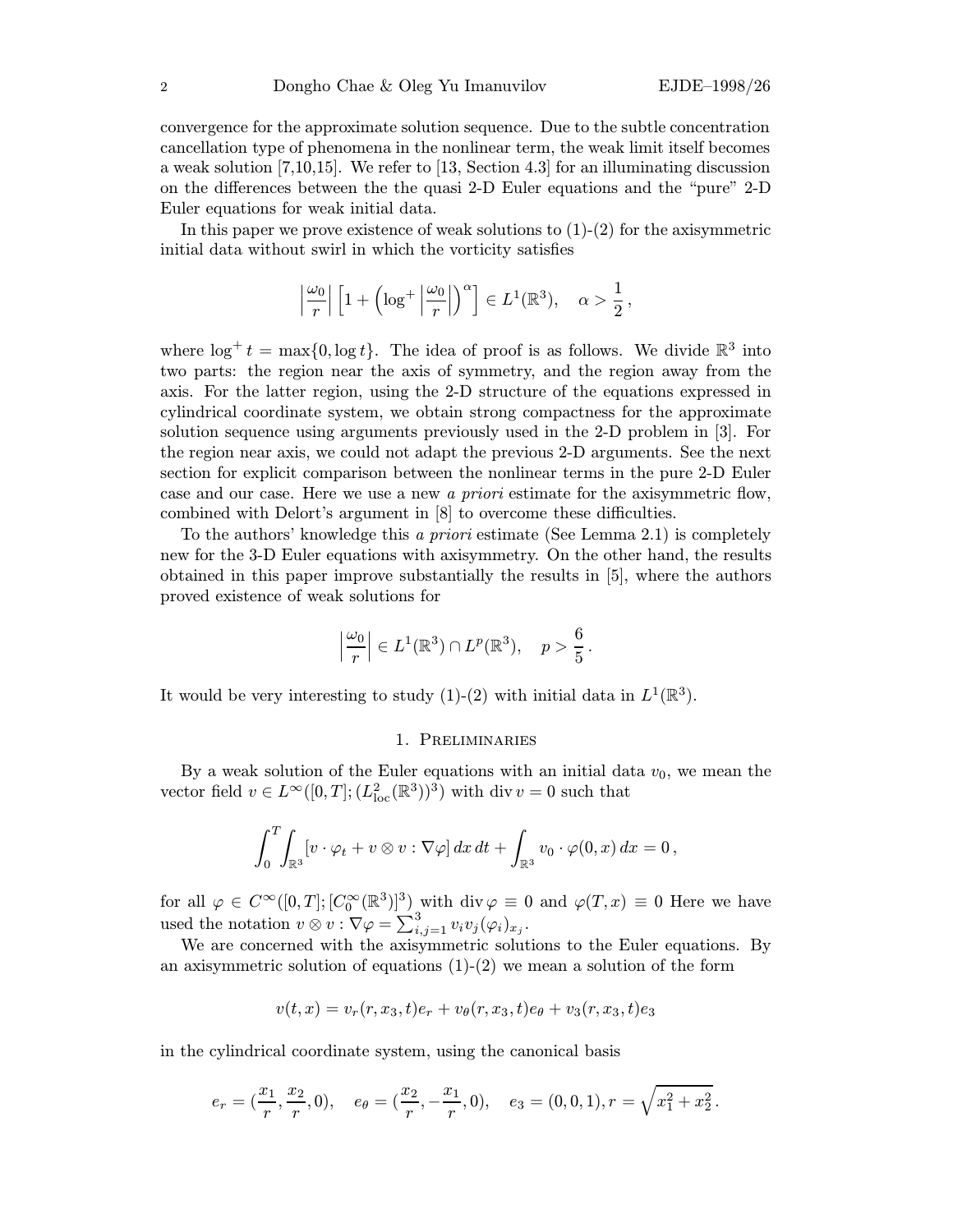convergence for the approximate solution sequence. Due to the subtle concentration cancellation type of phenomena in the nonlinear term, the weak limit itself becomes a weak solution [7,10,15]. We refer to [13, Section 4.3] for an illuminating discussion on the differences between the the quasi 2-D Euler equations and the "pure" 2-D Euler equations for weak initial data.

In this paper we prove existence of weak solutions to (1)-(2) for the axisymmetric initial data without swirl in which the vorticity satisfies

$$\Big|\frac{\omega_0}{r}\Big|\Big[1+\Big(\log^+\Big|\frac{\omega_0}{r}\Big|\Big)^\alpha\Big]\in L^1(\mathbb{R}^3),\quad \alpha>\frac{1}{2}\,,$$

where $\log^+ t = \max\{0,\log t\}$. The idea of proof is as follows. We divide $\mathbb{R}^3$ into two parts: the region near the axis of symmetry, and the region away from the axis. For the latter region, using the 2-D structure of the equations expressed in cylindrical coordinate system, we obtain strong compactness for the approximate solution sequence using arguments previously used in the 2-D problem in [3]. For the region near axis, we could not adapt the previous 2-D arguments. See the next section for explicit comparison between the nonlinear terms in the pure 2-D Euler case and our case. Here we use a new *a priori* estimate for the axisymmetric flow, combined with Delort's argument in [8] to overcome these difficulties.

To the authors' knowledge this *a priori* estimate (See Lemma 2.1) is completely new for the 3-D Euler equations with axisymmetry. On the other hand, the results obtained in this paper improve substantially the results in [5], where the authors proved existence of weak solutions for

$$\Big|\frac{\omega_0}{r}\Big|\in L^1(\mathbb{R}^3)\cap L^p(\mathbb{R}^3),\quad p>\frac{6}{5}\,.$$

It would be very interesting to study (1)-(2) with initial data in $L^1(\mathbb{R}^3)$.

## 1. Preliminaries

By a weak solution of the Euler equations with an initial data $v_0$, we mean the vector field $v\in L^\infty([0,T];(L^2_{\rm loc}(\mathbb{R}^3))^3)$ with $\operatorname{div} v=0$ such that

$$\int_0^T\int_{\mathbb{R}^3}[v\cdot\varphi_t+v\otimes v:\nabla\varphi]\,dx\,dt+\int_{\mathbb{R}^3}v_0\cdot\varphi(0,x)\,dx=0\,,$$

for all $\varphi\in C^\infty([0,T];[C_0^\infty(\mathbb{R}^3)]^3)$ with $\operatorname{div}\varphi\equiv 0$ and $\varphi(T,x)\equiv 0$ Here we have used the notation $v\otimes v:\nabla\varphi=\sum_{i,j=1}^3 v_iv_j(\varphi_i)_{x_j}$.

We are concerned with the axisymmetric solutions to the Euler equations. By an axisymmetric solution of equations (1)-(2) we mean a solution of the form

$$v(t,x)=v_r(r,x_3,t)e_r+v_\theta(r,x_3,t)e_\theta+v_3(r,x_3,t)e_3$$

in the cylindrical coordinate system, using the canonical basis

$$e_r=(\frac{x_1}{r},\frac{x_2}{r},0),\quad e_\theta=(\frac{x_2}{r},-\frac{x_1}{r},0),\quad e_3=(0,0,1),r=\sqrt{x_1^2+x_2^2}\,.$$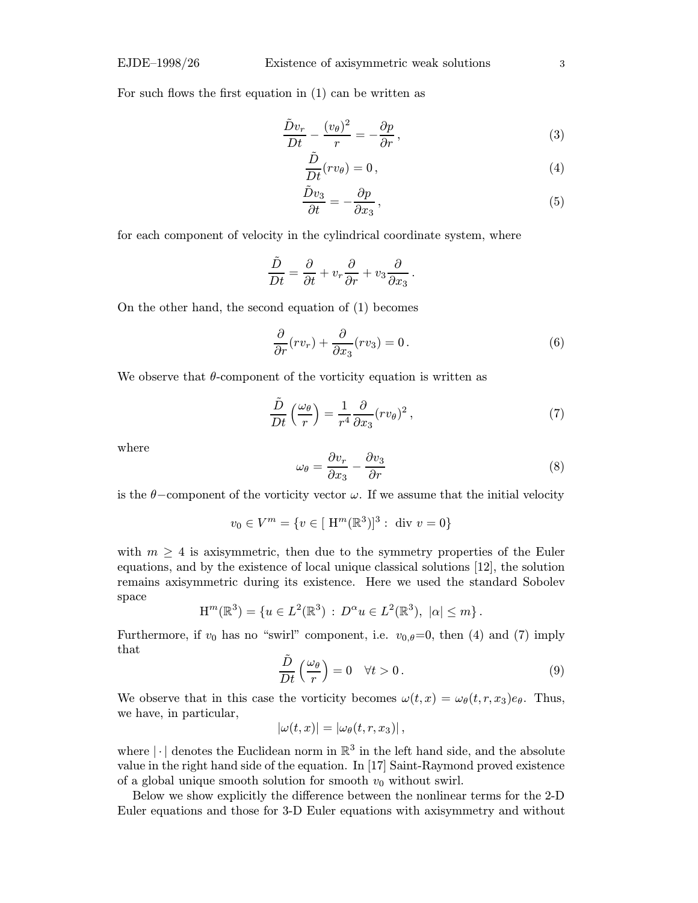For such flows the first equation in (1) can be written as

$$\frac{\tilde{D}v_r}{Dt} - \frac{(v_\theta)^2}{r} = -\frac{\partial p}{\partial r}\,, \tag{3}$$

$$\frac{\tilde{D}}{Dt}(rv_\theta) = 0\,, \tag{4}$$

$$\frac{\tilde{D}v_3}{\partial t} = -\frac{\partial p}{\partial x_3}\,, \tag{5}$$

for each component of velocity in the cylindrical coordinate system, where

$$\frac{\tilde{D}}{Dt} = \frac{\partial}{\partial t} + v_r\frac{\partial}{\partial r} + v_3\frac{\partial}{\partial x_3}\,.$$

On the other hand, the second equation of (1) becomes

$$\frac{\partial}{\partial r}(rv_r) + \frac{\partial}{\partial x_3}(rv_3) = 0\,. \tag{6}$$

We observe that $\theta$-component of the vorticity equation is written as

$$\frac{\tilde{D}}{Dt}\Big(\frac{\omega_\theta}{r}\Big) = \frac{1}{r^4}\frac{\partial}{\partial x_3}(rv_\theta)^2\,, \tag{7}$$

where

$$\omega_\theta = \frac{\partial v_r}{\partial x_3} - \frac{\partial v_3}{\partial r} \tag{8}$$

is the $\theta-$component of the vorticity vector $\omega$. If we assume that the initial velocity

$$v_0 \in V^m = \{v \in [\,\mathrm{H}^m(\mathbb{R}^3)]^3 :\ \mathrm{div}\ v = 0\}$$

with $m \geq 4$ is axisymmetric, then due to the symmetry properties of the Euler equations, and by the existence of local unique classical solutions [12], the solution remains axisymmetric during its existence. Here we used the standard Sobolev space

$$\mathrm{H}^m(\mathbb{R}^3) = \{u \in L^2(\mathbb{R}^3)\ :\ D^\alpha u \in L^2(\mathbb{R}^3),\ |\alpha| \leq m\}\,.$$

Furthermore, if $v_0$ has no "swirl" component, i.e. $v_{0,\theta}$=0, then (4) and (7) imply that

$$\frac{\tilde{D}}{Dt}\Big(\frac{\omega_\theta}{r}\Big) = 0 \quad \forall t > 0\,. \tag{9}$$

We observe that in this case the vorticity becomes $\omega(t,x) = \omega_\theta(t,r,x_3)e_\theta$. Thus, we have, in particular,

$$|\omega(t,x)| = |\omega_\theta(t,r,x_3)|\,,$$

where $|\cdot|$ denotes the Euclidean norm in $\mathbb{R}^3$ in the left hand side, and the absolute value in the right hand side of the equation. In [17] Saint-Raymond proved existence of a global unique smooth solution for smooth $v_0$ without swirl.

Below we show explicitly the difference between the nonlinear terms for the 2-D Euler equations and those for 3-D Euler equations with axisymmetry and without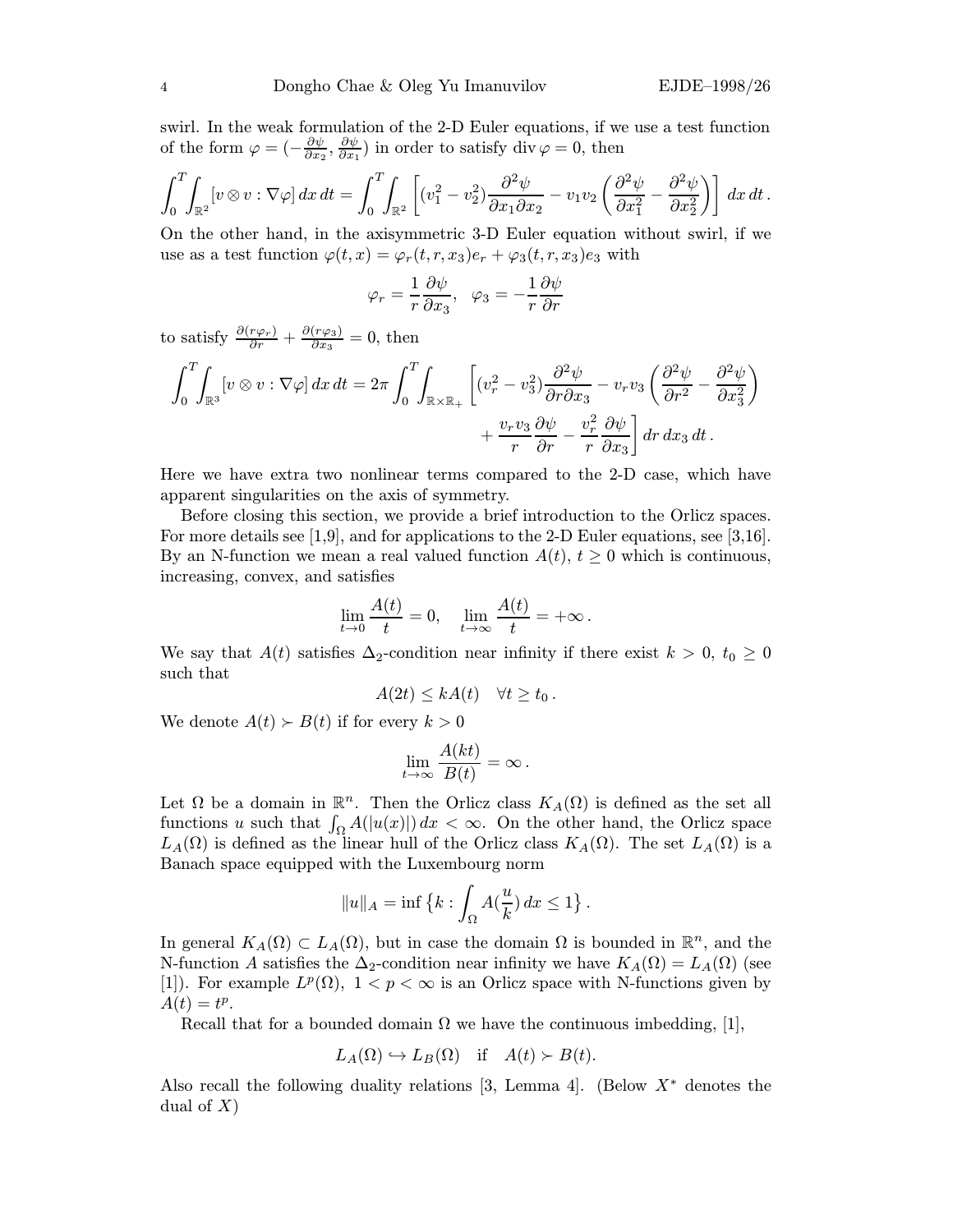swirl. In the weak formulation of the 2-D Euler equations, if we use a test function of the form $\varphi = (-\frac{\partial\psi}{\partial x_2}, \frac{\partial\psi}{\partial x_1})$ in order to satisfy $\operatorname{div}\varphi = 0$, then

$$\int_0^T\int_{\mathbb{R}^2} [v\otimes v : \nabla\varphi]\,dx\,dt = \int_0^T\int_{\mathbb{R}^2}\left[(v_1^2 - v_2^2)\frac{\partial^2\psi}{\partial x_1\partial x_2} - v_1v_2\left(\frac{\partial^2\psi}{\partial x_1^2} - \frac{\partial^2\psi}{\partial x_2^2}\right)\right]\,dx\,dt\,.$$

On the other hand, in the axisymmetric 3-D Euler equation without swirl, if we use as a test function $\varphi(t,x) = \varphi_r(t,r,x_3)e_r + \varphi_3(t,r,x_3)e_3$ with

$$\varphi_r = \frac{1}{r}\frac{\partial\psi}{\partial x_3},\quad \varphi_3 = -\frac{1}{r}\frac{\partial\psi}{\partial r}$$

to satisfy $\frac{\partial(r\varphi_r)}{\partial r} + \frac{\partial(r\varphi_3)}{\partial x_3} = 0$, then

$$\begin{aligned}\int_0^T\int_{\mathbb{R}^3} [v\otimes v : \nabla\varphi]\,dx\,dt = 2\pi\int_0^T\int_{\mathbb{R}\times\mathbb{R}_+}\Big[(v_r^2 - v_3^2)\frac{\partial^2\psi}{\partial r\partial x_3} - v_rv_3\left(\frac{\partial^2\psi}{\partial r^2} - \frac{\partial^2\psi}{\partial x_3^2}\right)\\ + \frac{v_rv_3}{r}\frac{\partial\psi}{\partial r} - \frac{v_r^2}{r}\frac{\partial\psi}{\partial x_3}\Big]\,dr\,dx_3\,dt\,.\end{aligned}$$

Here we have extra two nonlinear terms compared to the 2-D case, which have apparent singularities on the axis of symmetry.

Before closing this section, we provide a brief introduction to the Orlicz spaces. For more details see [1,9], and for applications to the 2-D Euler equations, see [3,16]. By an N-function we mean a real valued function $A(t)$, $t \geq 0$ which is continuous, increasing, convex, and satisfies

$$\lim_{t\to 0}\frac{A(t)}{t} = 0,\quad \lim_{t\to\infty}\frac{A(t)}{t} = +\infty\,.$$

We say that $A(t)$ satisfies $\Delta_2$-condition near infinity if there exist $k > 0$, $t_0 \geq 0$ such that

$$A(2t) \leq kA(t)\quad \forall t \geq t_0\,.$$

We denote $A(t) \succ B(t)$ if for every $k > 0$

$$\lim_{t\to\infty}\frac{A(kt)}{B(t)} = \infty\,.$$

Let $\Omega$ be a domain in $\mathbb{R}^n$. Then the Orlicz class $K_A(\Omega)$ is defined as the set all functions $u$ such that $\int_\Omega A(|u(x)|)\,dx < \infty$. On the other hand, the Orlicz space $L_A(\Omega)$ is defined as the linear hull of the Orlicz class $K_A(\Omega)$. The set $L_A(\Omega)$ is a Banach space equipped with the Luxembourg norm

$$\|u\|_A = \inf\big\{k : \int_\Omega A(\frac{u}{k})\,dx \leq 1\big\}\,.$$

In general $K_A(\Omega) \subset L_A(\Omega)$, but in case the domain $\Omega$ is bounded in $\mathbb{R}^n$, and the N-function $A$ satisfies the $\Delta_2$-condition near infinity we have $K_A(\Omega) = L_A(\Omega)$ (see [1]). For example $L^p(\Omega)$, $1 < p < \infty$ is an Orlicz space with N-functions given by $A(t) = t^p$.

Recall that for a bounded domain $\Omega$ we have the continuous imbedding, [1],

$$L_A(\Omega) \hookrightarrow L_B(\Omega)\quad \text{if}\quad A(t) \succ B(t).$$

Also recall the following duality relations [3, Lemma 4]. (Below $X^*$ denotes the dual of $X$)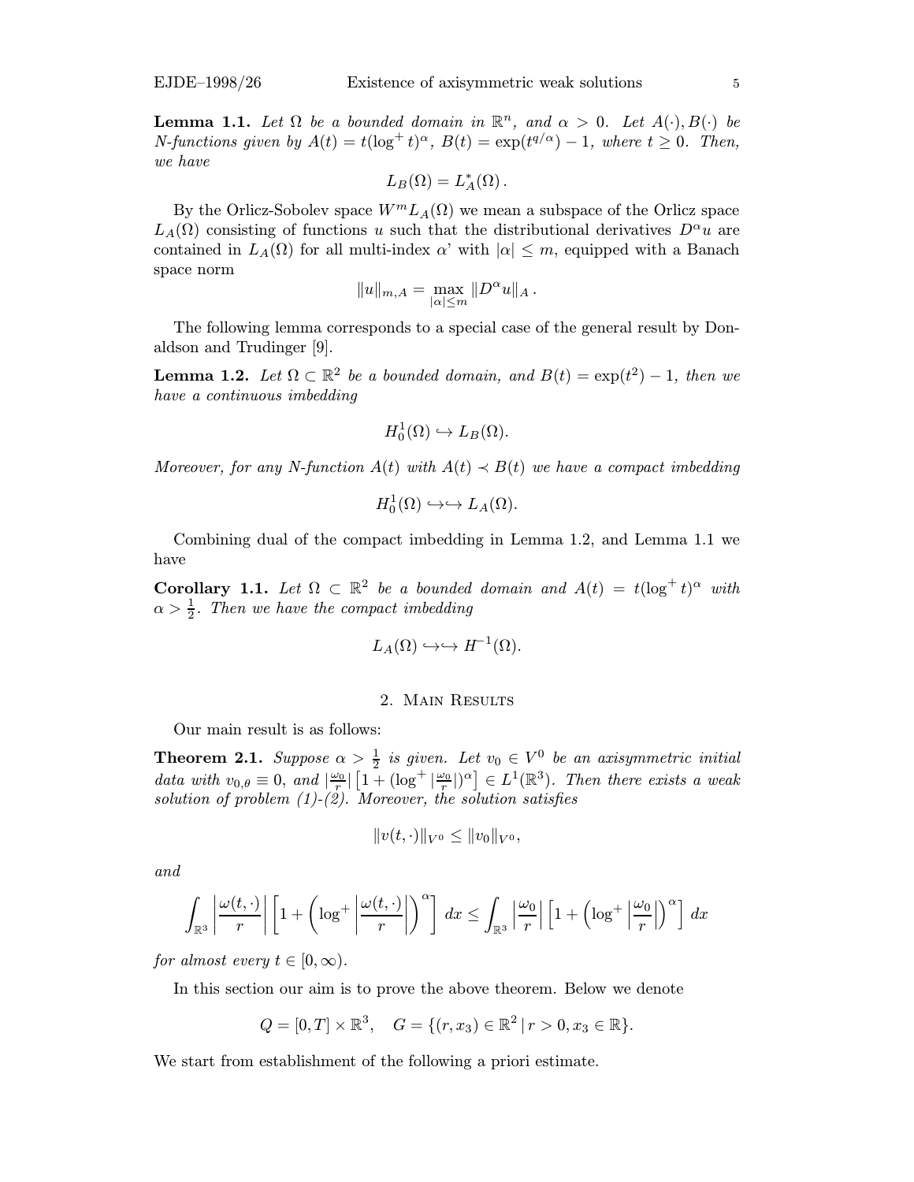**Lemma 1.1.** *Let $\Omega$ be a bounded domain in $\mathbb{R}^n$, and $\alpha > 0$. Let $A(\cdot), B(\cdot)$ be N-functions given by $A(t) = t(\log^+ t)^\alpha$, $B(t) = \exp(t^{q/\alpha}) - 1$, where $t \geq 0$. Then, we have*

$$L_B(\Omega) = L_A^*(\Omega)\,.$$

By the Orlicz-Sobolev space $W^m L_A(\Omega)$ we mean a subspace of the Orlicz space $L_A(\Omega)$ consisting of functions $u$ such that the distributional derivatives $D^\alpha u$ are contained in $L_A(\Omega)$ for all multi-index $\alpha$' with $|\alpha| \leq m$, equipped with a Banach space norm

$$\|u\|_{m,A} = \max_{|\alpha|\leq m} \|D^\alpha u\|_A\,.$$

The following lemma corresponds to a special case of the general result by Donaldson and Trudinger [9].

**Lemma 1.2.** *Let $\Omega \subset \mathbb{R}^2$ be a bounded domain, and $B(t) = \exp(t^2) - 1$, then we have a continuous imbedding*

$$H_0^1(\Omega) \hookrightarrow L_B(\Omega).$$

*Moreover, for any N-function $A(t)$ with $A(t) \prec B(t)$ we have a compact imbedding*

$$H_0^1(\Omega) \hookrightarrow\hookrightarrow L_A(\Omega).$$

Combining dual of the compact imbedding in Lemma 1.2, and Lemma 1.1 we have

**Corollary 1.1.** *Let $\Omega \subset \mathbb{R}^2$ be a bounded domain and $A(t) = t(\log^+ t)^\alpha$ with $\alpha > \frac{1}{2}$. Then we have the compact imbedding*

$$L_A(\Omega) \hookrightarrow\hookrightarrow H^{-1}(\Omega).$$

## 2. Main Results

Our main result is as follows:

**Theorem 2.1.** *Suppose $\alpha > \frac{1}{2}$ is given. Let $v_0 \in V^0$ be an axisymmetric initial data with $v_{0,\theta} \equiv 0$, and $|\frac{\omega_0}{r}|\left[1 + (\log^+|\frac{\omega_0}{r}|)^\alpha\right] \in L^1(\mathbb{R}^3)$. Then there exists a weak solution of problem (1)-(2). Moreover, the solution satisfies*

$$\|v(t,\cdot)\|_{V^0} \leq \|v_0\|_{V^0},$$

*and*

$$\int_{\mathbb{R}^3} \left|\frac{\omega(t,\cdot)}{r}\right| \left[1 + \left(\log^+\left|\frac{\omega(t,\cdot)}{r}\right|\right)^\alpha\right]\, dx \leq \int_{\mathbb{R}^3} \left|\frac{\omega_0}{r}\right| \left[1 + \left(\log^+\left|\frac{\omega_0}{r}\right|\right)^\alpha\right]\, dx$$

*for almost every $t \in [0, \infty)$.*

In this section our aim is to prove the above theorem. Below we denote

$$Q = [0,T] \times \mathbb{R}^3, \quad G = \{(r, x_3) \in \mathbb{R}^2 \,|\, r > 0, x_3 \in \mathbb{R}\}.$$

We start from establishment of the following a priori estimate.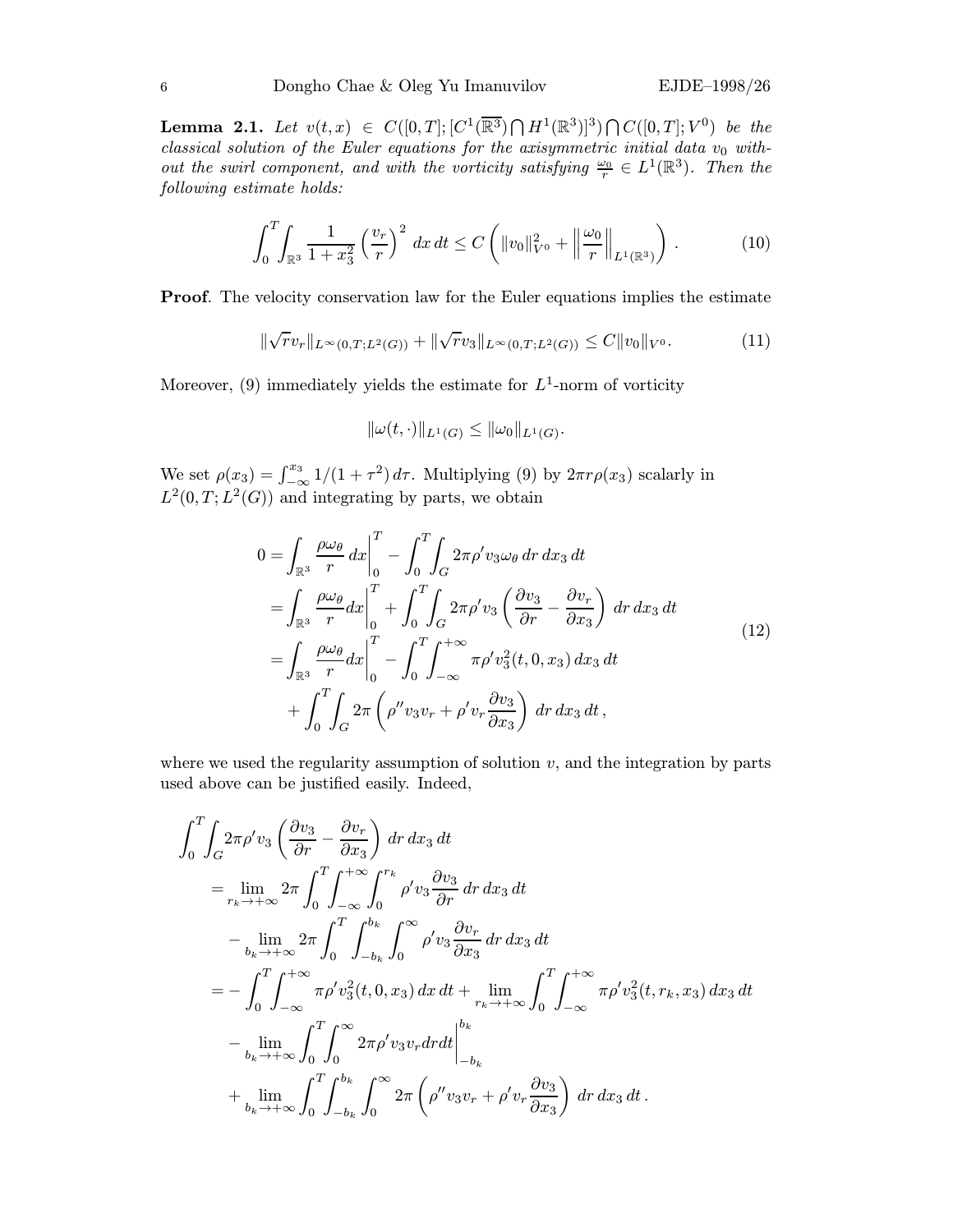**Lemma 2.1.** *Let $v(t,x) \in C([0,T];[C^1(\overline{\mathbb{R}^3}) \bigcap H^1(\mathbb{R}^3)]^3) \bigcap C([0,T];V^0)$ be the classical solution of the Euler equations for the axisymmetric initial data $v_0$ without the swirl component, and with the vorticity satisfying $\frac{\omega_0}{r} \in L^1(\mathbb{R}^3)$. Then the following estimate holds:*

$$
\int_0^T \int_{\mathbb{R}^3} \frac{1}{1+x_3^2} \left( \frac{v_r}{r} \right)^2 \, dx \, dt \le C \left( \|v_0\|_{V^0}^2 + \left\| \frac{\omega_0}{r} \right\|_{L^1(\mathbb{R}^3)} \right). \tag{10}
$$

**Proof**. The velocity conservation law for the Euler equations implies the estimate

$$
\|\sqrt{r} v_r\|_{L^\infty(0,T;L^2(G))} + \|\sqrt{r} v_3\|_{L^\infty(0,T;L^2(G))} \le C \|v_0\|_{V^0}. \tag{11}
$$

Moreover, (9) immediately yields the estimate for $L^1$-norm of vorticity

$$
\|\omega(t,\cdot)\|_{L^1(G)} \le \|\omega_0\|_{L^1(G)}.
$$

We set $\rho(x_3) = \int_{-\infty}^{x_3} 1/(1+\tau^2)\, d\tau$. Multiplying (9) by $2\pi r \rho(x_3)$ scalarly in $L^2(0,T;L^2(G))$ and integrating by parts, we obtain

$$
\begin{aligned}
0 &= \int_{\mathbb{R}^3} \frac{\rho \omega_\theta}{r} \, dx \Big|_0^T - \int_0^T \int_G 2\pi \rho' v_3 \omega_\theta \, dr \, dx_3 \, dt \\
&= \int_{\mathbb{R}^3} \frac{\rho \omega_\theta}{r} dx \Big|_0^T + \int_0^T \int_G 2\pi \rho' v_3 \left( \frac{\partial v_3}{\partial r} - \frac{\partial v_r}{\partial x_3} \right) \, dr \, dx_3 \, dt \\
&= \int_{\mathbb{R}^3} \frac{\rho \omega_\theta}{r} dx \Big|_0^T - \int_0^T \int_{-\infty}^{+\infty} \pi \rho' v_3^2(t,0,x_3) \, dx_3 \, dt \\
&\quad + \int_0^T \int_G 2\pi \left( \rho'' v_3 v_r + \rho' v_r \frac{\partial v_3}{\partial x_3} \right) \, dr \, dx_3 \, dt \,,
\end{aligned} \tag{12}
$$

where we used the regularity assumption of solution $v$, and the integration by parts used above can be justified easily. Indeed,

$$
\begin{aligned}
&\int_0^T \int_G 2\pi \rho' v_3 \left( \frac{\partial v_3}{\partial r} - \frac{\partial v_r}{\partial x_3} \right) \, dr \, dx_3 \, dt \\
&= \lim_{r_k \to +\infty} 2\pi \int_0^T \int_{-\infty}^{+\infty} \int_0^{r_k} \rho' v_3 \frac{\partial v_3}{\partial r} \, dr \, dx_3 \, dt \\
&\quad - \lim_{b_k \to +\infty} 2\pi \int_0^T \int_{-b_k}^{b_k} \int_0^\infty \rho' v_3 \frac{\partial v_r}{\partial x_3} \, dr \, dx_3 \, dt \\
&= - \int_0^T \int_{-\infty}^{+\infty} \pi \rho' v_3^2(t,0,x_3) \, dx \, dt + \lim_{r_k \to +\infty} \int_0^T \int_{-\infty}^{+\infty} \pi \rho' v_3^2(t,r_k,x_3) \, dx_3 \, dt \\
&\quad - \lim_{b_k \to +\infty} \int_0^T \int_0^\infty 2\pi \rho' v_3 v_r dr dt \Big|_{-b_k}^{b_k} \\
&\quad + \lim_{b_k \to +\infty} \int_0^T \int_{-b_k}^{b_k} \int_0^\infty 2\pi \left( \rho'' v_3 v_r + \rho' v_r \frac{\partial v_3}{\partial x_3} \right) \, dr \, dx_3 \, dt \,.
\end{aligned}
$$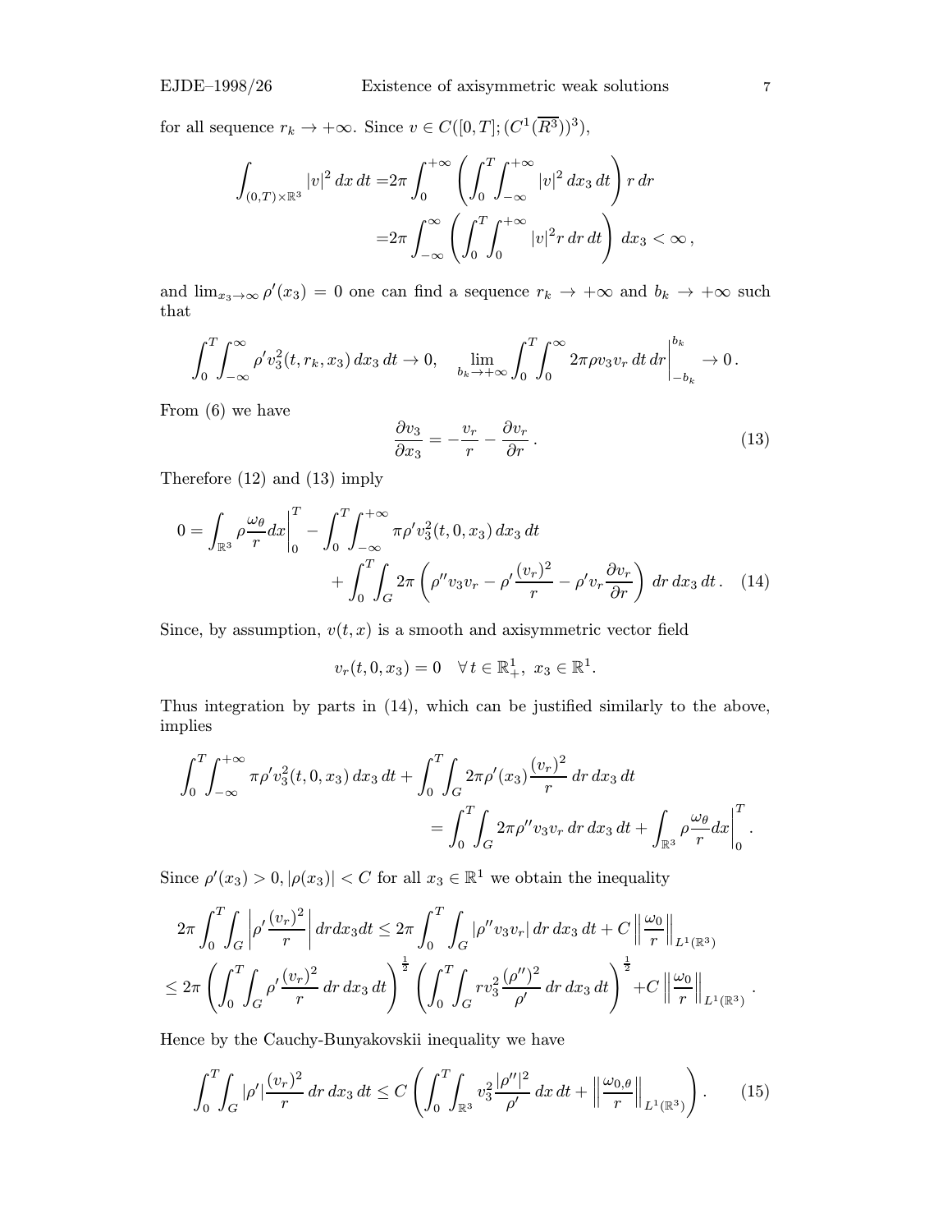for all sequence $r_k \to +\infty$. Since $v \in C([0,T]; (C^1(\overline{R^3}))^3)$,

$$
\begin{aligned}
\int_{(0,T)\times\mathbb{R}^3} |v|^2\,dx\,dt =& 2\pi \int_0^{+\infty} \left( \int_0^T \int_{-\infty}^{+\infty} |v|^2\,dx_3\,dt \right) r\,dr \\
=& 2\pi \int_{-\infty}^{\infty} \left( \int_0^T \int_0^{+\infty} |v|^2 r\,dr\,dt \right)\,dx_3 < \infty\,,
\end{aligned}
$$

and $\lim_{x_3\to\infty} \rho'(x_3) = 0$ one can find a sequence $r_k \to +\infty$ and $b_k \to +\infty$ such that

$$
\int_0^T \int_{-\infty}^{\infty} \rho' v_3^2(t, r_k, x_3)\,dx_3\,dt \to 0, \qquad \lim_{b_k\to+\infty} \int_0^T \int_0^{\infty} 2\pi\rho v_3 v_r\,dt\,dr \Big|_{-b_k}^{b_k} \to 0\,.
$$

From (6) we have

$$
\frac{\partial v_3}{\partial x_3} = -\frac{v_r}{r} - \frac{\partial v_r}{\partial r}\,. \tag{13}
$$

Therefore (12) and (13) imply

$$
\begin{aligned}
0 = \int_{\mathbb{R}^3} \rho \frac{\omega_\theta}{r} dx \Big|_0^T &- \int_0^T \int_{-\infty}^{+\infty} \pi\rho' v_3^2(t,0,x_3)\,dx_3\,dt \\
&+ \int_0^T \int_G 2\pi \left( \rho'' v_3 v_r - \rho' \frac{(v_r)^2}{r} - \rho' v_r \frac{\partial v_r}{\partial r} \right)\,dr\,dx_3\,dt\,.
\end{aligned} \tag{14}
$$

Since, by assumption, $v(t,x)$ is a smooth and axisymmetric vector field

$$
v_r(t,0,x_3) = 0 \quad \forall\, t \in \mathbb{R}^1_+,\ x_3 \in \mathbb{R}^1.
$$

Thus integration by parts in (14), which can be justified similarly to the above, implies

$$
\begin{aligned}
\int_0^T \int_{-\infty}^{+\infty} \pi\rho' v_3^2(t,0,x_3)\,dx_3\,dt &+ \int_0^T \int_G 2\pi\rho'(x_3) \frac{(v_r)^2}{r}\,dr\,dx_3\,dt \\
&= \int_0^T \int_G 2\pi\rho'' v_3 v_r\,dr\,dx_3\,dt + \int_{\mathbb{R}^3} \rho \frac{\omega_\theta}{r} dx \Big|_0^T.
\end{aligned}
$$

Since $\rho'(x_3) > 0, |\rho(x_3)| < C$ for all $x_3 \in \mathbb{R}^1$ we obtain the inequality

$$
\begin{aligned}
&2\pi \int_0^T \int_G \left| \rho' \frac{(v_r)^2}{r} \right| dr dx_3 dt \le 2\pi \int_0^T \int_G |\rho'' v_3 v_r|\,dr\,dx_3\,dt + C \left\| \frac{\omega_0}{r} \right\|_{L^1(\mathbb{R}^3)} \\
&\le 2\pi \left( \int_0^T \int_G \rho' \frac{(v_r)^2}{r}\,dr\,dx_3\,dt \right)^{\frac{1}{2}} \left( \int_0^T \int_G r v_3^2 \frac{(\rho'')^2}{\rho'}\,dr\,dx_3\,dt \right)^{\frac{1}{2}} + C \left\| \frac{\omega_0}{r} \right\|_{L^1(\mathbb{R}^3)}\,.
\end{aligned}
$$

Hence by the Cauchy-Bunyakovskii inequality we have

$$
\int_0^T \int_G |\rho'| \frac{(v_r)^2}{r}\,dr\,dx_3\,dt \le C \left( \int_0^T \int_{\mathbb{R}^3} v_3^2 \frac{|\rho''|^2}{\rho'}\,dx\,dt + \left\| \frac{\omega_{0,\theta}}{r} \right\|_{L^1(\mathbb{R}^3)} \right). \tag{15}
$$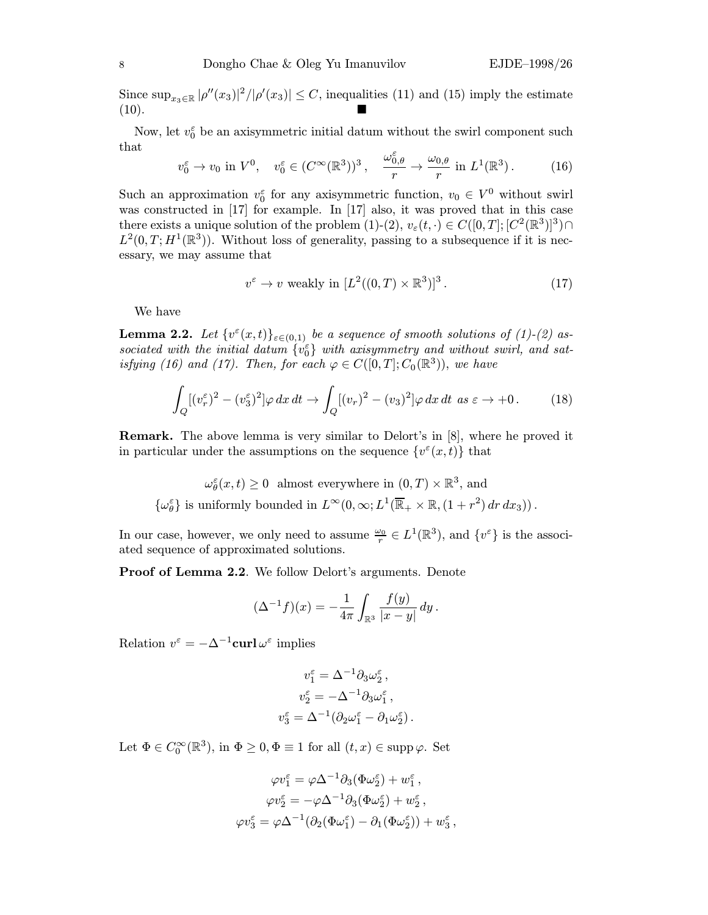Since $\sup_{x_3\in\mathbb{R}} |\rho''(x_3)|^2/|\rho'(x_3)| \le C$, inequalities (11) and (15) imply the estimate (10). ■

Now, let $v_0^\varepsilon$ be an axisymmetric initial datum without the swirl component such that

$$v_0^\varepsilon \to v_0 \text{ in } V^0, \quad v_0^\varepsilon \in (C^\infty(\mathbb{R}^3))^3\,, \quad \frac{\omega_{0,\theta}^\varepsilon}{r} \to \frac{\omega_{0,\theta}}{r} \text{ in } L^1(\mathbb{R}^3)\,. \tag{16}$$

Such an approximation $v_0^\varepsilon$ for any axisymmetric function, $v_0 \in V^0$ without swirl was constructed in [17] for example. In [17] also, it was proved that in this case there exists a unique solution of the problem (1)-(2), $v_\varepsilon(t,\cdot) \in C([0,T];[C^2(\mathbb{R}^3)]^3) \cap L^2(0,T;H^1(\mathbb{R}^3))$. Without loss of generality, passing to a subsequence if it is necessary, we may assume that

$$v^\varepsilon \to v \text{ weakly in } [L^2((0,T)\times\mathbb{R}^3)]^3\,. \tag{17}$$

We have

**Lemma 2.2.** *Let $\{v^\varepsilon(x,t)\}_{\varepsilon\in(0,1)}$ be a sequence of smooth solutions of (1)-(2) associated with the initial datum $\{v_0^\varepsilon\}$ with axisymmetry and without swirl, and satisfying (16) and (17). Then, for each $\varphi \in C([0,T];C_0(\mathbb{R}^3))$, we have*

$$\int_Q [(v_r^\varepsilon)^2 - (v_3^\varepsilon)^2]\varphi\, dx\, dt \to \int_Q [(v_r)^2 - (v_3)^2]\varphi\, dx\, dt \text{ as } \varepsilon \to +0\,. \tag{18}$$

**Remark.** The above lemma is very similar to Delort's in [8], where he proved it in particular under the assumptions on the sequence $\{v^\varepsilon(x,t)\}$ that

$$\omega_\theta^\varepsilon(x,t) \ge 0 \text{ almost everywhere in } (0,T)\times\mathbb{R}^3, \text{ and}$$
$$\{\omega_\theta^\varepsilon\} \text{ is uniformly bounded in } L^\infty(0,\infty;L^1(\overline{\mathbb{R}}_+\times\mathbb{R},(1+r^2)\,dr\,dx_3))\,.$$

In our case, however, we only need to assume $\frac{\omega_0}{r} \in L^1(\mathbb{R}^3)$, and $\{v^\varepsilon\}$ is the associated sequence of approximated solutions.

**Proof of Lemma 2.2**. We follow Delort's arguments. Denote

$$(\Delta^{-1}f)(x) = -\frac{1}{4\pi}\int_{\mathbb{R}^3} \frac{f(y)}{|x-y|}\, dy\,.$$

Relation $v^\varepsilon = -\Delta^{-1}\mathbf{curl}\,\omega^\varepsilon$ implies

$$v_1^\varepsilon = \Delta^{-1}\partial_3\omega_2^\varepsilon\,,$$
$$v_2^\varepsilon = -\Delta^{-1}\partial_3\omega_1^\varepsilon\,,$$
$$v_3^\varepsilon = \Delta^{-1}(\partial_2\omega_1^\varepsilon - \partial_1\omega_2^\varepsilon)\,.$$

Let $\Phi \in C_0^\infty(\mathbb{R}^3)$, in $\Phi \ge 0, \Phi \equiv 1$ for all $(t,x) \in \operatorname{supp}\varphi$. Set

$$\varphi v_1^\varepsilon = \varphi\Delta^{-1}\partial_3(\Phi\omega_2^\varepsilon) + w_1^\varepsilon\,,$$
$$\varphi v_2^\varepsilon = -\varphi\Delta^{-1}\partial_3(\Phi\omega_2^\varepsilon) + w_2^\varepsilon\,,$$
$$\varphi v_3^\varepsilon = \varphi\Delta^{-1}(\partial_2(\Phi\omega_1^\varepsilon) - \partial_1(\Phi\omega_2^\varepsilon)) + w_3^\varepsilon\,,$$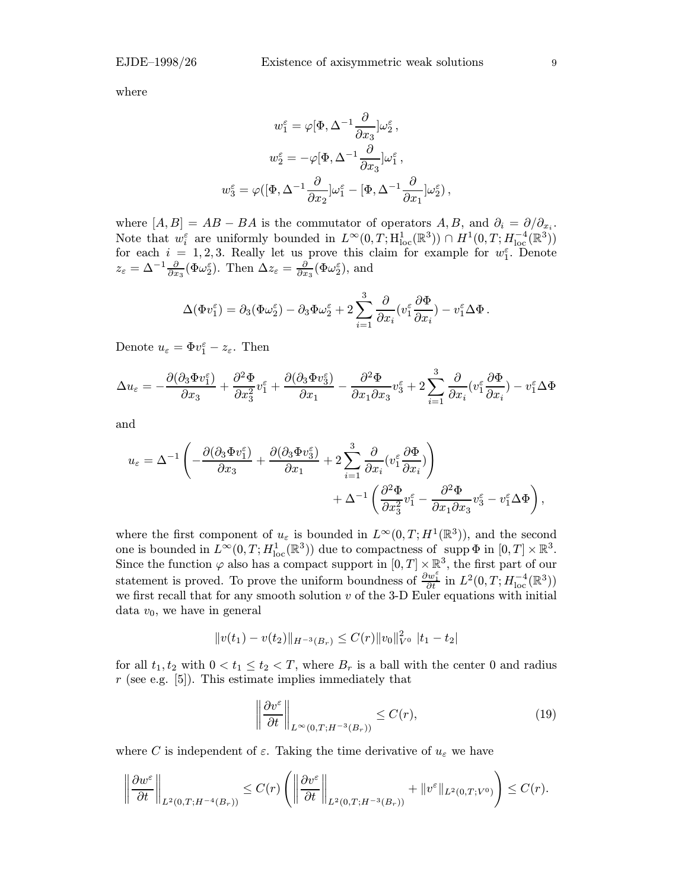where

$$w_1^\varepsilon = \varphi[\Phi, \Delta^{-1}\frac{\partial}{\partial x_3}]\omega_2^\varepsilon\,,$$

$$w_2^\varepsilon = -\varphi[\Phi, \Delta^{-1}\frac{\partial}{\partial x_3}]\omega_1^\varepsilon\,,$$

$$w_3^\varepsilon = \varphi([\Phi, \Delta^{-1}\frac{\partial}{\partial x_2}]\omega_1^\varepsilon - [\Phi, \Delta^{-1}\frac{\partial}{\partial x_1}]\omega_2^\varepsilon)\,,$$

where $[A, B] = AB - BA$ is the commutator of operators $A, B$, and $\partial_i = \partial/\partial_{x_i}$. Note that $w_i^\varepsilon$ are uniformly bounded in $L^\infty(0,T; \mathrm{H}^1_{\rm loc}(\mathbb{R}^3)) \cap H^1(0,T; H^{-4}_{\rm loc}(\mathbb{R}^3))$ for each $i = 1, 2, 3$. Really let us prove this claim for example for $w_1^\varepsilon$. Denote $z_\varepsilon = \Delta^{-1}\frac{\partial}{\partial x_3}(\Phi\omega_2^\varepsilon)$. Then $\Delta z_\varepsilon = \frac{\partial}{\partial x_3}(\Phi\omega_2^\varepsilon)$, and

$$\Delta(\Phi v_1^\varepsilon) = \partial_3(\Phi\omega_2^\varepsilon) - \partial_3\Phi\omega_2^\varepsilon + 2\sum_{i=1}^3 \frac{\partial}{\partial x_i}(v_1^\varepsilon\frac{\partial \Phi}{\partial x_i}) - v_1^\varepsilon\Delta\Phi\,.$$

Denote $u_\varepsilon = \Phi v_1^\varepsilon - z_\varepsilon$. Then

$$\Delta u_\varepsilon = -\frac{\partial(\partial_3\Phi v_1^\varepsilon)}{\partial x_3} + \frac{\partial^2\Phi}{\partial x_3^2}v_1^\varepsilon + \frac{\partial(\partial_3\Phi v_3^\varepsilon)}{\partial x_1} - \frac{\partial^2\Phi}{\partial x_1\partial x_3}v_3^\varepsilon + 2\sum_{i=1}^3 \frac{\partial}{\partial x_i}(v_1^\varepsilon\frac{\partial\Phi}{\partial x_i}) - v_1^\varepsilon\Delta\Phi$$

and

$$u_\varepsilon = \Delta^{-1}\left(-\frac{\partial(\partial_3\Phi v_1^\varepsilon)}{\partial x_3} + \frac{\partial(\partial_3\Phi v_3^\varepsilon)}{\partial x_1} + 2\sum_{i=1}^3\frac{\partial}{\partial x_i}(v_1^\varepsilon\frac{\partial\Phi}{\partial x_i})\right) + \Delta^{-1}\left(\frac{\partial^2\Phi}{\partial x_3^2}v_1^\varepsilon - \frac{\partial^2\Phi}{\partial x_1\partial x_3}v_3^\varepsilon - v_1^\varepsilon\Delta\Phi\right),$$

where the first component of $u_\varepsilon$ is bounded in $L^\infty(0,T; H^1(\mathbb{R}^3))$, and the second one is bounded in $L^\infty(0,T; H^1_{\rm loc}(\mathbb{R}^3))$ due to compactness of $\operatorname{supp}\Phi$ in $[0,T]\times\mathbb{R}^3$. Since the function $\varphi$ also has a compact support in $[0,T]\times\mathbb{R}^3$, the first part of our statement is proved. To prove the uniform boundness of $\frac{\partial w_1^\varepsilon}{\partial t}$ in $L^2(0,T; H^{-4}_{\rm loc}(\mathbb{R}^3))$ we first recall that for any smooth solution $v$ of the 3-D Euler equations with initial data $v_0$, we have in general

$$\|v(t_1) - v(t_2)\|_{H^{-3}(B_r)} \le C(r)\|v_0\|^2_{V^0}\ |t_1 - t_2|$$

for all $t_1, t_2$ with $0 < t_1 \le t_2 < T$, where $B_r$ is a ball with the center 0 and radius $r$ (see e.g. [5]). This estimate implies immediately that

$$\left\|\frac{\partial v^\varepsilon}{\partial t}\right\|_{L^\infty(0,T;H^{-3}(B_r))} \le C(r), \tag{19}$$

where $C$ is independent of $\varepsilon$. Taking the time derivative of $u_\varepsilon$ we have

$$\left\|\frac{\partial w^\varepsilon}{\partial t}\right\|_{L^2(0,T;H^{-4}(B_r))} \le C(r)\left(\left\|\frac{\partial v^\varepsilon}{\partial t}\right\|_{L^2(0,T;H^{-3}(B_r))} + \|v^\varepsilon\|_{L^2(0,T;V^0)}\right) \le C(r).$$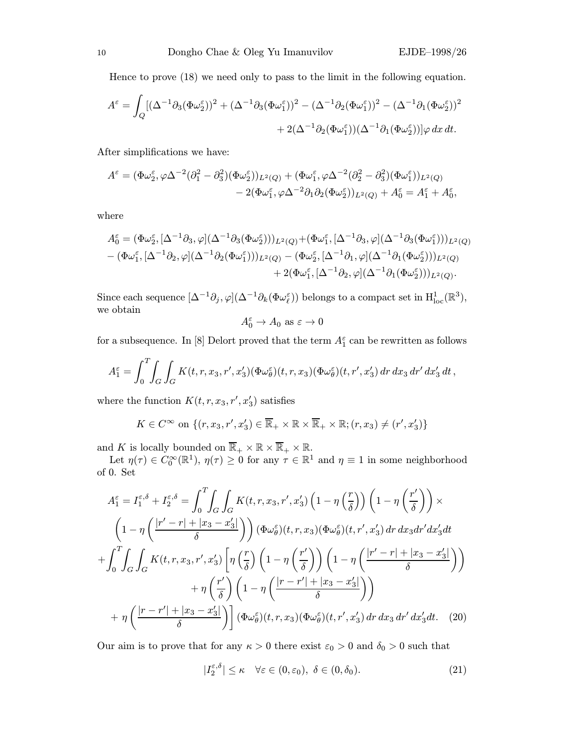Hence to prove (18) we need only to pass to the limit in the following equation.

$$
A^\varepsilon = \int_Q [(\Delta^{-1}\partial_3(\Phi\omega_2^\varepsilon))^2 + (\Delta^{-1}\partial_3(\Phi\omega_1^\varepsilon))^2 - (\Delta^{-1}\partial_2(\Phi\omega_1^\varepsilon))^2 - (\Delta^{-1}\partial_1(\Phi\omega_2^\varepsilon))^2 + 2(\Delta^{-1}\partial_2(\Phi\omega_1^\varepsilon))(\Delta^{-1}\partial_1(\Phi\omega_2^\varepsilon))]\varphi \, dx\, dt.
$$

After simplifications we have:

$$
A^\varepsilon = (\Phi\omega_2^\varepsilon, \varphi\Delta^{-2}(\partial_1^2 - \partial_3^2)(\Phi\omega_2^\varepsilon))_{L^2(Q)} + (\Phi\omega_1^\varepsilon, \varphi\Delta^{-2}(\partial_2^2 - \partial_3^2)(\Phi\omega_1^\varepsilon))_{L^2(Q)} - 2(\Phi\omega_1^\varepsilon, \varphi\Delta^{-2}\partial_1\partial_2(\Phi\omega_2^\varepsilon))_{L^2(Q)} + A_0^\varepsilon = A_1^\varepsilon + A_0^\varepsilon,
$$

where

$$
\begin{aligned}
A_0^\varepsilon = {} & (\Phi\omega_2^\varepsilon, [\Delta^{-1}\partial_3, \varphi](\Delta^{-1}\partial_3(\Phi\omega_2^\varepsilon)))_{L^2(Q)} + (\Phi\omega_1^\varepsilon, [\Delta^{-1}\partial_3, \varphi](\Delta^{-1}\partial_3(\Phi\omega_1^\varepsilon)))_{L^2(Q)} \\
& - (\Phi\omega_1^\varepsilon, [\Delta^{-1}\partial_2, \varphi](\Delta^{-1}\partial_2(\Phi\omega_1^\varepsilon)))_{L^2(Q)} - (\Phi\omega_2^\varepsilon, [\Delta^{-1}\partial_1, \varphi](\Delta^{-1}\partial_1(\Phi\omega_2^\varepsilon)))_{L^2(Q)} \\
& + 2(\Phi\omega_1^\varepsilon, [\Delta^{-1}\partial_2, \varphi](\Delta^{-1}\partial_1(\Phi\omega_2^\varepsilon)))_{L^2(Q)}.
\end{aligned}
$$

Since each sequence $[\Delta^{-1}\partial_j, \varphi](\Delta^{-1}\partial_k(\Phi\omega_\ell^\varepsilon))$ belongs to a compact set in $\mathrm{H}^1_{\mathrm{loc}}(\mathbb{R}^3)$, we obtain

$$
A_0^\varepsilon \to A_0 \text{ as } \varepsilon \to 0
$$

for a subsequence. In [8] Delort proved that the term $A_1^\varepsilon$ can be rewritten as follows

$$
A_1^\varepsilon = \int_0^T \int_G \int_G K(t, r, x_3, r', x_3')(\Phi\omega_\theta^\varepsilon)(t, r, x_3)(\Phi\omega_\theta^\varepsilon)(t, r', x_3')\, dr\, dx_3\, dr'\, dx_3'\, dt\,,
$$

where the function $K(t, r, x_3, r', x_3')$ satisfies

$$
K \in C^\infty \text{ on } \{(r, x_3, r', x_3') \in \overline{\mathbb{R}}_+ \times \mathbb{R} \times \overline{\mathbb{R}}_+ \times \mathbb{R}; (r, x_3) \neq (r', x_3')\}
$$

and $K$ is locally bounded on $\overline{\mathbb{R}}_+ \times \mathbb{R} \times \overline{\mathbb{R}}_+ \times \mathbb{R}$.

Let $\eta(\tau) \in C_0^\infty(\mathbb{R}^1)$, $\eta(\tau) \geq 0$ for any $\tau \in \mathbb{R}^1$ and $\eta \equiv 1$ in some neighborhood of 0. Set

$$
\begin{aligned}
A_1^\varepsilon = I_1^{\varepsilon,\delta} + I_2^{\varepsilon,\delta} = & \int_0^T \int_G \int_G K(t, r, x_3, r', x_3') \left(1 - \eta\left(\frac{r}{\delta}\right)\right)\left(1 - \eta\left(\frac{r'}{\delta}\right)\right) \times \\
& \left(1 - \eta\left(\frac{|r' - r| + |x_3 - x_3'|}{\delta}\right)\right)(\Phi\omega_\theta^\varepsilon)(t, r, x_3)(\Phi\omega_\theta^\varepsilon)(t, r', x_3')\, dr\, dx_3 dr' dx_3' dt \\
+ & \int_0^T \int_G \int_G K(t, r, x_3, r', x_3')\left[\eta\left(\frac{r}{\delta}\right)\left(1 - \eta\left(\frac{r'}{\delta}\right)\right)\left(1 - \eta\left(\frac{|r' - r| + |x_3 - x_3'|}{\delta}\right)\right)\right. \\
& + \eta\left(\frac{r'}{\delta}\right)\left(1 - \eta\left(\frac{|r - r'| + |x_3 - x_3'|}{\delta}\right)\right) \\
& \left. + \eta\left(\frac{|r - r'| + |x_3 - x_3'|}{\delta}\right)\right](\Phi\omega_\theta^\varepsilon)(t, r, x_3)(\Phi\omega_\theta^\varepsilon)(t, r', x_3')\, dr\, dx_3\, dr'\, dx_3' dt. \quad (20)
\end{aligned}
$$

Our aim is to prove that for any $\kappa > 0$ there exist $\varepsilon_0 > 0$ and $\delta_0 > 0$ such that

$$
|I_2^{\varepsilon,\delta}| \leq \kappa \quad \forall \varepsilon \in (0, \varepsilon_0),\ \delta \in (0, \delta_0). \qquad (21)
$$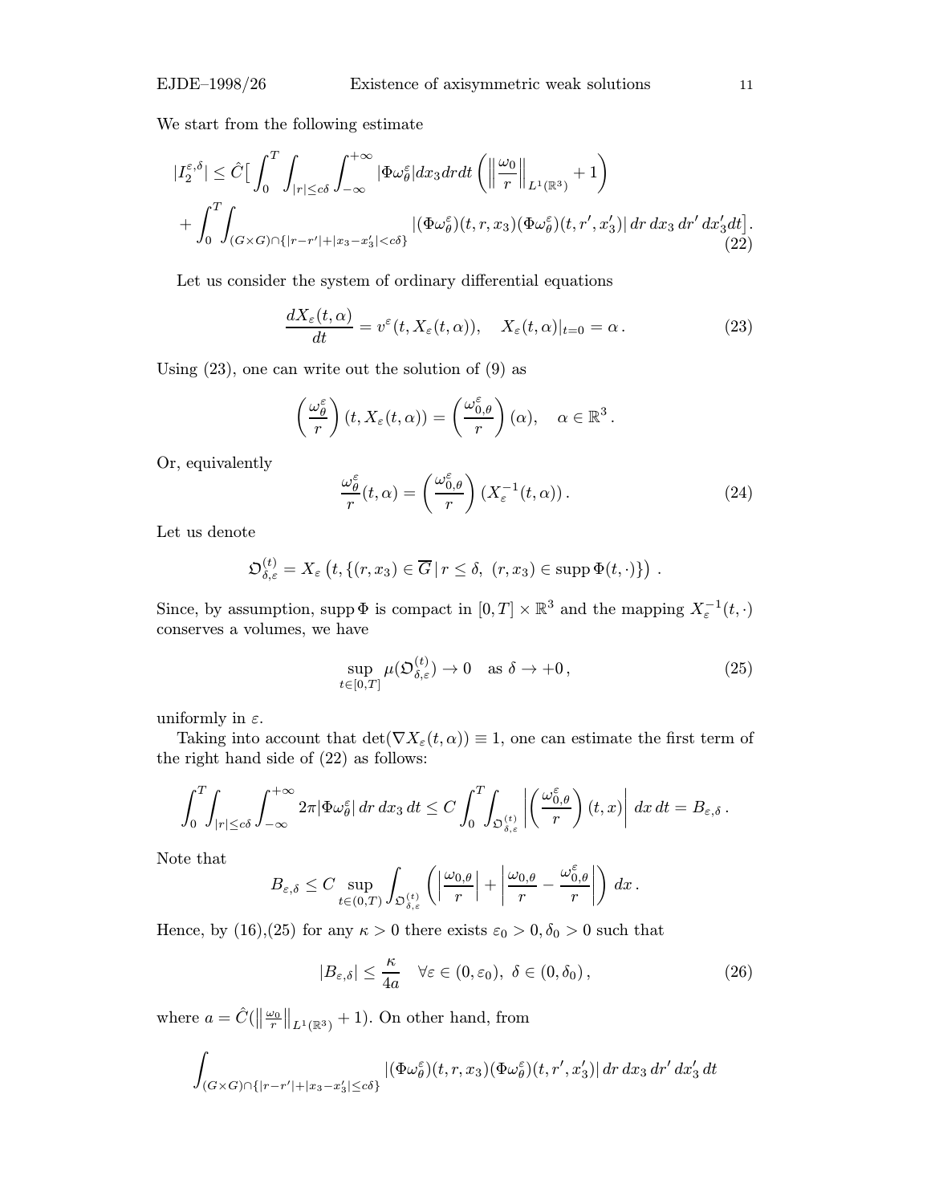We start from the following estimate

$$
\begin{aligned}
|I_2^{\varepsilon,\delta}| \le \hat{C}\Big[ &\int_0^T \int_{|r|\le c\delta} \int_{-\infty}^{+\infty} |\Phi \omega_\theta^\varepsilon| dx_3 dr dt \left( \left\| \frac{\omega_0}{r} \right\|_{L^1(\mathbb{R}^3)} + 1 \right) \\
&+ \int_0^T \int_{(G\times G)\cap\{|r-r'|+|x_3-x_3'|<c\delta\}} |(\Phi\omega_\theta^\varepsilon)(t,r,x_3)(\Phi\omega_\theta^\varepsilon)(t,r',x_3')| \, dr\, dx_3\, dr'\, dx_3' dt \Big].
\end{aligned} \tag{22}
$$

Let us consider the system of ordinary differential equations

$$
\frac{dX_\varepsilon(t,\alpha)}{dt} = v^\varepsilon(t, X_\varepsilon(t,\alpha)), \quad X_\varepsilon(t,\alpha)|_{t=0} = \alpha \,. \tag{23}
$$

Using (23), one can write out the solution of (9) as

$$
\left( \frac{\omega_\theta^\varepsilon}{r} \right)(t, X_\varepsilon(t,\alpha)) = \left( \frac{\omega_{0,\theta}^\varepsilon}{r} \right)(\alpha), \quad \alpha \in \mathbb{R}^3 \,.
$$

Or, equivalently

$$
\frac{\omega_\theta^\varepsilon}{r}(t,\alpha) = \left( \frac{\omega_{0,\theta}^\varepsilon}{r} \right)(X_\varepsilon^{-1}(t,\alpha)) \,. \tag{24}
$$

Let us denote

$$
\mathfrak{O}_{\delta,\varepsilon}^{(t)} = X_\varepsilon\left(t, \{(r,x_3) \in \overline{G} \,|\, r \le \delta, \ (r,x_3) \in \operatorname{supp} \Phi(t,\cdot)\}\right) \,.
$$

Since, by assumption, $\operatorname{supp} \Phi$ is compact in $[0,T] \times \mathbb{R}^3$ and the mapping $X_\varepsilon^{-1}(t,\cdot)$ conserves a volumes, we have

$$
\sup_{t\in[0,T]} \mu(\mathfrak{O}_{\delta,\varepsilon}^{(t)}) \to 0 \quad \text{as } \delta \to +0 \,, \tag{25}
$$

uniformly in $\varepsilon$.

Taking into account that $\det(\nabla X_\varepsilon(t,\alpha)) \equiv 1$, one can estimate the first term of the right hand side of (22) as follows:

$$
\int_0^T \int_{|r|\le c\delta} \int_{-\infty}^{+\infty} 2\pi |\Phi \omega_\theta^\varepsilon| \, dr\, dx_3\, dt \le C \int_0^T \int_{\mathfrak{O}_{\delta,\varepsilon}^{(t)}} \left| \left( \frac{\omega_{0,\theta}^\varepsilon}{r} \right)(t,x) \right| \, dx\, dt = B_{\varepsilon,\delta} \,.
$$

Note that

$$
B_{\varepsilon,\delta} \le C \sup_{t\in(0,T)} \int_{\mathfrak{O}_{\delta,\varepsilon}^{(t)}} \left( \left| \frac{\omega_{0,\theta}}{r} \right| + \left| \frac{\omega_{0,\theta}}{r} - \frac{\omega_{0,\theta}^\varepsilon}{r} \right| \right) dx \,.
$$

Hence, by (16),(25) for any $\kappa > 0$ there exists $\varepsilon_0 > 0, \delta_0 > 0$ such that

$$
|B_{\varepsilon,\delta}| \le \frac{\kappa}{4a} \quad \forall \varepsilon \in (0,\varepsilon_0), \ \delta \in (0,\delta_0) \,, \tag{26}
$$

where $a = \hat{C}(\left\| \frac{\omega_0}{r} \right\|_{L^1(\mathbb{R}^3)} + 1)$. On other hand, from

$$
\int_{(G\times G)\cap\{|r-r'|+|x_3-x_3'|\le c\delta\}} |(\Phi\omega_\theta^\varepsilon)(t,r,x_3)(\Phi\omega_\theta^\varepsilon)(t,r',x_3')| \, dr\, dx_3\, dr'\, dx_3'\, dt
$$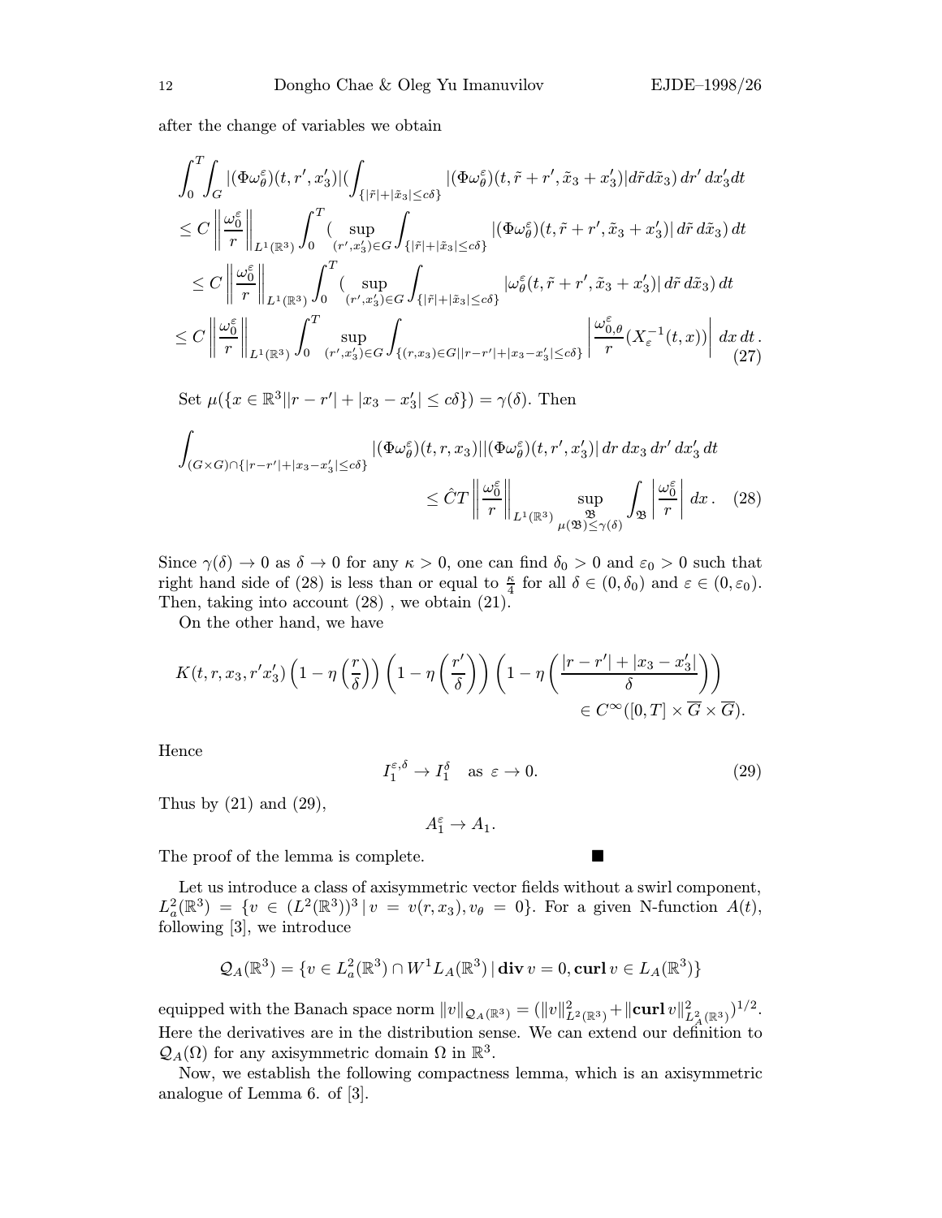after the change of variables we obtain

$$
\begin{aligned}
&\int_0^T\int_G |(\Phi\omega_\theta^\varepsilon)(t,r',x_3')|(\int_{\{|\tilde r|+|\tilde x_3|\le c\delta\}} |(\Phi\omega_\theta^\varepsilon)(t,\tilde r+r',\tilde x_3+x_3')|d\tilde r d\tilde x_3)\,dr'\,dx_3'dt\\
&\le C\left\|\frac{\omega_0^\varepsilon}{r}\right\|_{L^1(\mathbb{R}^3)}\int_0^T(\sup_{(r',x_3')\in G}\int_{\{|\tilde r|+|\tilde x_3|\le c\delta\}}|(\Phi\omega_\theta^\varepsilon)(t,\tilde r+r',\tilde x_3+x_3')|\,d\tilde r\,d\tilde x_3)\,dt\\
&\quad\le C\left\|\frac{\omega_0^\varepsilon}{r}\right\|_{L^1(\mathbb{R}^3)}\int_0^T(\sup_{(r',x_3')\in G}\int_{\{|\tilde r|+|\tilde x_3|\le c\delta\}}|\omega_\theta^\varepsilon(t,\tilde r+r',\tilde x_3+x_3')|\,d\tilde r\,d\tilde x_3)\,dt\\
&\le C\left\|\frac{\omega_0^\varepsilon}{r}\right\|_{L^1(\mathbb{R}^3)}\int_0^T\sup_{(r',x_3')\in G}\int_{\{(r,x_3)\in G||r-r'|+|x_3-x_3'|\le c\delta\}}\left|\frac{\omega_{0,\theta}^\varepsilon}{r}(X_\varepsilon^{-1}(t,x))\right|\,dx\,dt\,.
\end{aligned}
\tag{27}
$$

Set $\mu(\{x\in\mathbb{R}^3||r-r'|+|x_3-x_3'|\le c\delta\})=\gamma(\delta)$. Then

$$
\int_{(G\times G)\cap\{|r-r'|+|x_3-x_3'|\le c\delta\}}|(\Phi\omega_\theta^\varepsilon)(t,r,x_3)||(\Phi\omega_\theta^\varepsilon)(t,r',x_3')|\,dr\,dx_3\,dr'\,dx_3'\,dt
\le \hat C T\left\|\frac{\omega_0^\varepsilon}{r}\right\|_{L^1(\mathbb{R}^3)}\sup_{\substack{\mathfrak{B}\\ \mu(\mathfrak{B})\le\gamma(\delta)}}\int_{\mathfrak{B}}\left|\frac{\omega_0^\varepsilon}{r}\right|\,dx\,. \tag{28}
$$

Since $\gamma(\delta)\to 0$ as $\delta\to 0$ for any $\kappa>0$, one can find $\delta_0>0$ and $\varepsilon_0>0$ such that right hand side of (28) is less than or equal to $\frac{\kappa}{4}$ for all $\delta\in(0,\delta_0)$ and $\varepsilon\in(0,\varepsilon_0)$. Then, taking into account (28) , we obtain (21).

On the other hand, we have

$$
K(t,r,x_3,r'x_3')\left(1-\eta\left(\frac{r}{\delta}\right)\right)\left(1-\eta\left(\frac{r'}{\delta}\right)\right)\left(1-\eta\left(\frac{|r-r'|+|x_3-x_3'|}{\delta}\right)\right)\in C^\infty([0,T]\times\overline{G}\times\overline{G}).
$$

Hence

$$
I_1^{\varepsilon,\delta}\to I_1^\delta\quad\text{as }\varepsilon\to 0. \tag{29}
$$

Thus by (21) and (29),

$$
A_1^\varepsilon\to A_1.
$$

The proof of the lemma is complete. ■

Let us introduce a class of axisymmetric vector fields without a swirl component, $L_a^2(\mathbb{R}^3)=\{v\in(L^2(\mathbb{R}^3))^3\,|\,v=v(r,x_3),v_\theta=0\}$. For a given N-function $A(t)$, following [3], we introduce

$$
\mathcal{Q}_A(\mathbb{R}^3)=\{v\in L_a^2(\mathbb{R}^3)\cap W^1L_A(\mathbb{R}^3)\,|\,\mathbf{div}\,v=0,\mathbf{curl}\,v\in L_A(\mathbb{R}^3)\}
$$

equipped with the Banach space norm $\|v\|_{\mathcal{Q}_A(\mathbb{R}^3)}=(\|v\|^2_{L^2(\mathbb{R}^3)}+\|\mathbf{curl}\,v\|^2_{L^2_A(\mathbb{R}^3)})^{1/2}$. Here the derivatives are in the distribution sense. We can extend our definition to $\mathcal{Q}_A(\Omega)$ for any axisymmetric domain $\Omega$ in $\mathbb{R}^3$.

Now, we establish the following compactness lemma, which is an axisymmetric analogue of Lemma 6. of [3].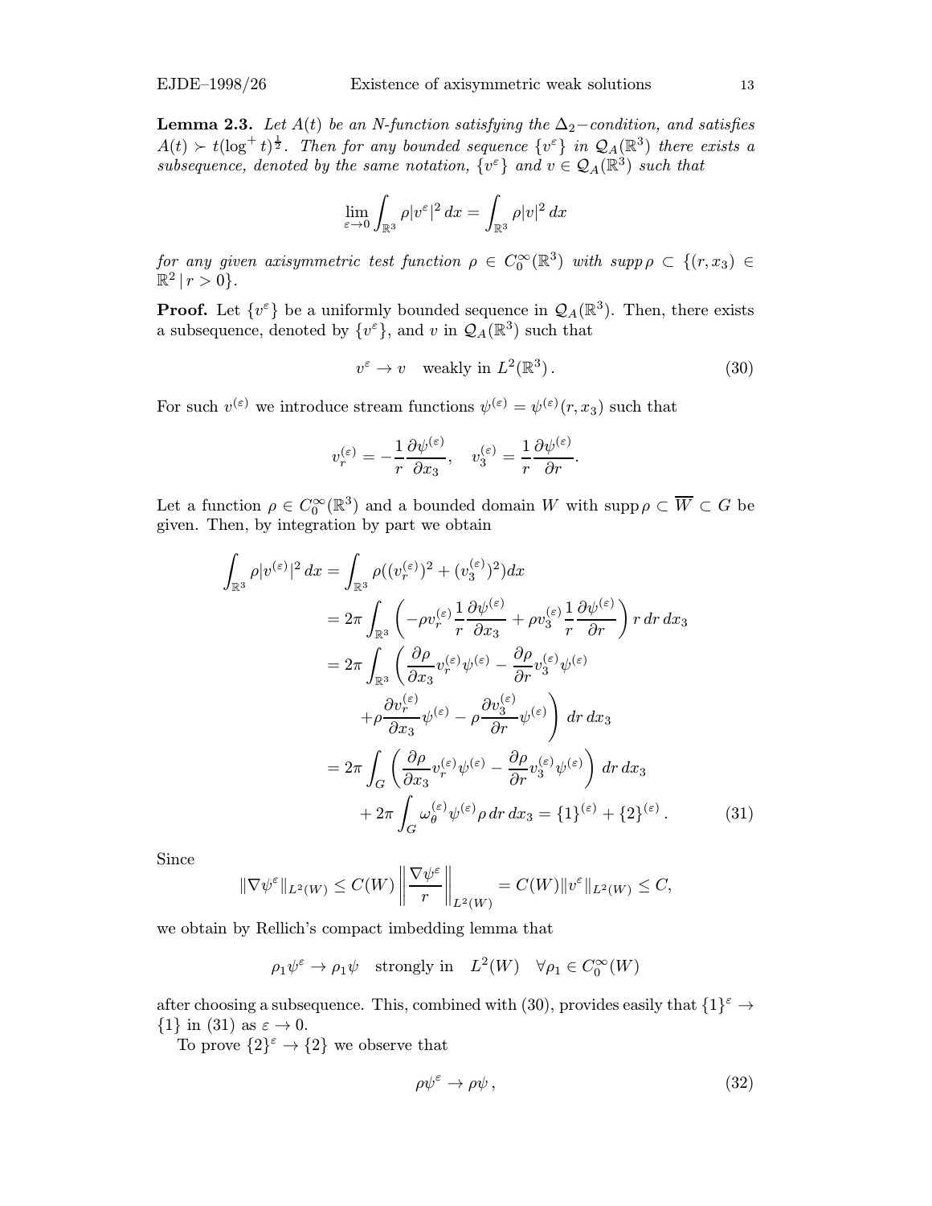**Lemma 2.3.** *Let $A(t)$ be an N-function satisfying the $\Delta_2-$condition, and satisfies $A(t) \succ t(\log^+ t)^{\frac{1}{2}}$. Then for any bounded sequence $\{v^\varepsilon\}$ in $\mathcal{Q}_A(\mathbb{R}^3)$ there exists a subsequence, denoted by the same notation, $\{v^\varepsilon\}$ and $v \in \mathcal{Q}_A(\mathbb{R}^3)$ such that*

$$\lim_{\varepsilon \to 0} \int_{\mathbb{R}^3} \rho |v^\varepsilon|^2 \, dx = \int_{\mathbb{R}^3} \rho |v|^2 \, dx$$

*for any given axisymmetric test function $\rho \in C_0^\infty(\mathbb{R}^3)$ with $supp\, \rho \subset \{(r, x_3) \in \mathbb{R}^2 \,|\, r > 0\}$.*

**Proof.** Let $\{v^\varepsilon\}$ be a uniformly bounded sequence in $\mathcal{Q}_A(\mathbb{R}^3)$. Then, there exists a subsequence, denoted by $\{v^\varepsilon\}$, and $v$ in $\mathcal{Q}_A(\mathbb{R}^3)$ such that

$$v^\varepsilon \to v \quad \text{weakly in } L^2(\mathbb{R}^3). \tag{30}$$

For such $v^{(\varepsilon)}$ we introduce stream functions $\psi^{(\varepsilon)} = \psi^{(\varepsilon)}(r, x_3)$ such that

$$v_r^{(\varepsilon)} = -\frac{1}{r}\frac{\partial \psi^{(\varepsilon)}}{\partial x_3}, \quad v_3^{(\varepsilon)} = \frac{1}{r}\frac{\partial \psi^{(\varepsilon)}}{\partial r}.$$

Let a function $\rho \in C_0^\infty(\mathbb{R}^3)$ and a bounded domain $W$ with $\operatorname{supp} \rho \subset \overline{W} \subset G$ be given. Then, by integration by part we obtain

$$\begin{aligned}
\int_{\mathbb{R}^3} \rho |v^{(\varepsilon)}|^2 \, dx &= \int_{\mathbb{R}^3} \rho ((v_r^{(\varepsilon)})^2 + (v_3^{(\varepsilon)})^2) dx \\
&= 2\pi \int_{\mathbb{R}^3} \left( -\rho v_r^{(\varepsilon)} \frac{1}{r} \frac{\partial \psi^{(\varepsilon)}}{\partial x_3} + \rho v_3^{(\varepsilon)} \frac{1}{r} \frac{\partial \psi^{(\varepsilon)}}{\partial r} \right) r \, dr \, dx_3 \\
&= 2\pi \int_{\mathbb{R}^3} \left( \frac{\partial \rho}{\partial x_3} v_r^{(\varepsilon)} \psi^{(\varepsilon)} - \frac{\partial \rho}{\partial r} v_3^{(\varepsilon)} \psi^{(\varepsilon)} \right. \\
&\qquad \left. + \rho \frac{\partial v_r^{(\varepsilon)}}{\partial x_3} \psi^{(\varepsilon)} - \rho \frac{\partial v_3^{(\varepsilon)}}{\partial r} \psi^{(\varepsilon)} \right) \, dr \, dx_3 \\
&= 2\pi \int_G \left( \frac{\partial \rho}{\partial x_3} v_r^{(\varepsilon)} \psi^{(\varepsilon)} - \frac{\partial \rho}{\partial r} v_3^{(\varepsilon)} \psi^{(\varepsilon)} \right) \, dr \, dx_3 \\
&\quad + 2\pi \int_G \omega_\theta^{(\varepsilon)} \psi^{(\varepsilon)} \rho \, dr \, dx_3 = \{1\}^{(\varepsilon)} + \{2\}^{(\varepsilon)}.
\end{aligned} \tag{31}$$

Since

$$\|\nabla \psi^\varepsilon\|_{L^2(W)} \le C(W) \left\| \frac{\nabla \psi^\varepsilon}{r} \right\|_{L^2(W)} = C(W) \|v^\varepsilon\|_{L^2(W)} \le C,$$

we obtain by Rellich's compact imbedding lemma that

$$\rho_1 \psi^\varepsilon \to \rho_1 \psi \quad \text{strongly in} \quad L^2(W) \quad \forall \rho_1 \in C_0^\infty(W)$$

after choosing a subsequence. This, combined with (30), provides easily that $\{1\}^\varepsilon \to \{1\}$ in (31) as $\varepsilon \to 0$.

To prove $\{2\}^\varepsilon \to \{2\}$ we observe that

$$\rho \psi^\varepsilon \to \rho \psi, \tag{32}$$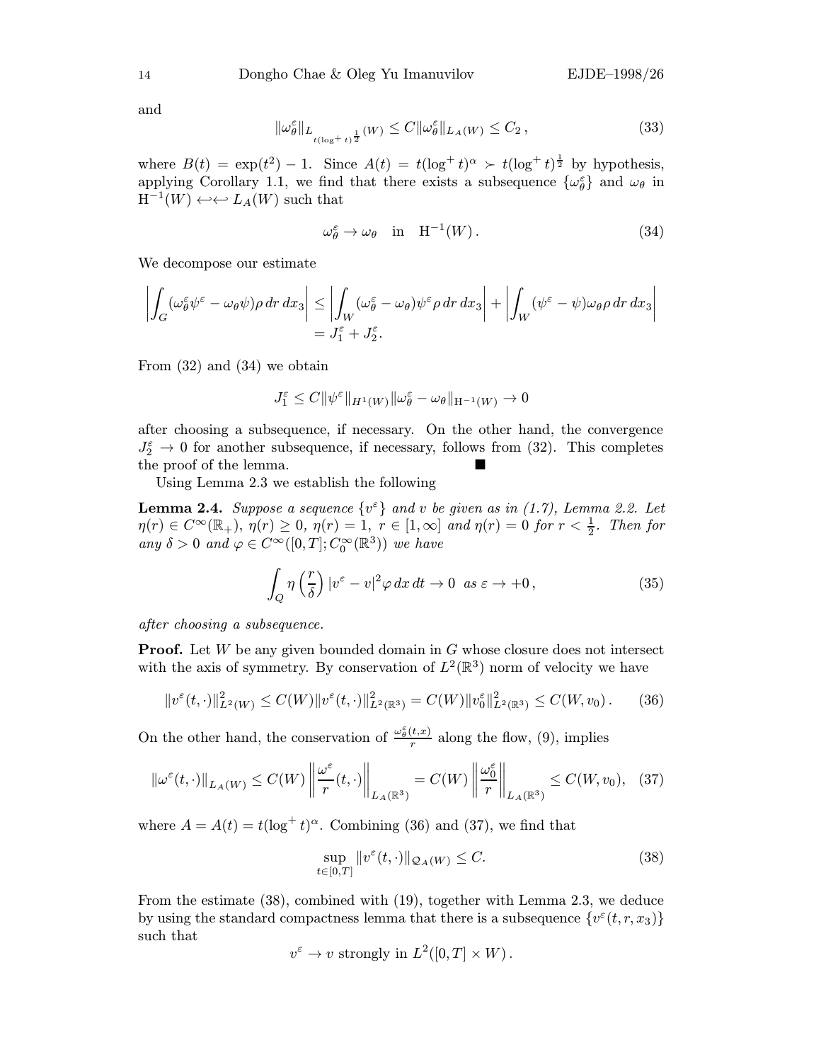and

$$\|\omega_\theta^\varepsilon\|_{L_{t(\log^+ t)^{\frac{1}{2}}}(W)} \le C\|\omega_\theta^\varepsilon\|_{L_A(W)} \le C_2\,, \tag{33}$$

where $B(t) = \exp(t^2) - 1$. Since $A(t) = t(\log^+ t)^\alpha \succ t(\log^+ t)^{\frac{1}{2}}$ by hypothesis, applying Corollary 1.1, we find that there exists a subsequence $\{\omega_\theta^\varepsilon\}$ and $\omega_\theta$ in $\mathrm{H}^{-1}(W) \hookleftarrow\hookleftarrow L_A(W)$ such that

$$\omega_\theta^\varepsilon \to \omega_\theta \quad \text{in} \quad \mathrm{H}^{-1}(W)\,. \tag{34}$$

We decompose our estimate

$$\left|\int_G (\omega_\theta^\varepsilon \psi^\varepsilon - \omega_\theta \psi)\rho\, dr\, dx_3\right| \le \left|\int_W (\omega_\theta^\varepsilon - \omega_\theta)\psi^\varepsilon \rho\, dr\, dx_3\right| + \left|\int_W (\psi^\varepsilon - \psi)\omega_\theta \rho\, dr\, dx_3\right| = J_1^\varepsilon + J_2^\varepsilon.$$

From (32) and (34) we obtain

$$J_1^\varepsilon \le C\|\psi^\varepsilon\|_{H^1(W)}\|\omega_\theta^\varepsilon - \omega_\theta\|_{\mathrm{H}^{-1}(W)} \to 0$$

after choosing a subsequence, if necessary. On the other hand, the convergence $J_2^\varepsilon \to 0$ for another subsequence, if necessary, follows from (32). This completes the proof of the lemma. ∎

Using Lemma 2.3 we establish the following

**Lemma 2.4.** *Suppose a sequence $\{v^\varepsilon\}$ and $v$ be given as in (1.7), Lemma 2.2. Let $\eta(r) \in C^\infty(\mathbb{R}_+)$, $\eta(r) \ge 0$, $\eta(r) = 1$, $r \in [1, \infty]$ and $\eta(r) = 0$ for $r < \frac{1}{2}$. Then for any $\delta > 0$ and $\varphi \in C^\infty([0,T]; C_0^\infty(\mathbb{R}^3))$ we have*

$$\int_Q \eta\left(\frac{r}{\delta}\right)|v^\varepsilon - v|^2 \varphi\, dx\, dt \to 0 \ \text{ as } \varepsilon \to +0\,, \tag{35}$$

*after choosing a subsequence.*

**Proof.** Let $W$ be any given bounded domain in $G$ whose closure does not intersect with the axis of symmetry. By conservation of $L^2(\mathbb{R}^3)$ norm of velocity we have

$$\|v^\varepsilon(t,\cdot)\|_{L^2(W)}^2 \le C(W)\|v^\varepsilon(t,\cdot)\|_{L^2(\mathbb{R}^3)}^2 = C(W)\|v_0^\varepsilon\|_{L^2(\mathbb{R}^3)}^2 \le C(W, v_0)\,. \tag{36}$$

On the other hand, the conservation of $\frac{\omega_\theta^\varepsilon(t,x)}{r}$ along the flow, (9), implies

$$\|\omega^\varepsilon(t,\cdot)\|_{L_A(W)} \le C(W)\left\|\frac{\omega^\varepsilon}{r}(t,\cdot)\right\|_{L_A(\mathbb{R}^3)} = C(W)\left\|\frac{\omega_0^\varepsilon}{r}\right\|_{L_A(\mathbb{R}^3)} \le C(W, v_0), \tag{37}$$

where $A = A(t) = t(\log^+ t)^\alpha$. Combining (36) and (37), we find that

$$\sup_{t\in[0,T]} \|v^\varepsilon(t,\cdot)\|_{\mathcal{Q}_A(W)} \le C. \tag{38}$$

From the estimate (38), combined with (19), together with Lemma 2.3, we deduce by using the standard compactness lemma that there is a subsequence $\{v^\varepsilon(t, r, x_3)\}$ such that

$$v^\varepsilon \to v \text{ strongly in } L^2([0,T] \times W)\,.$$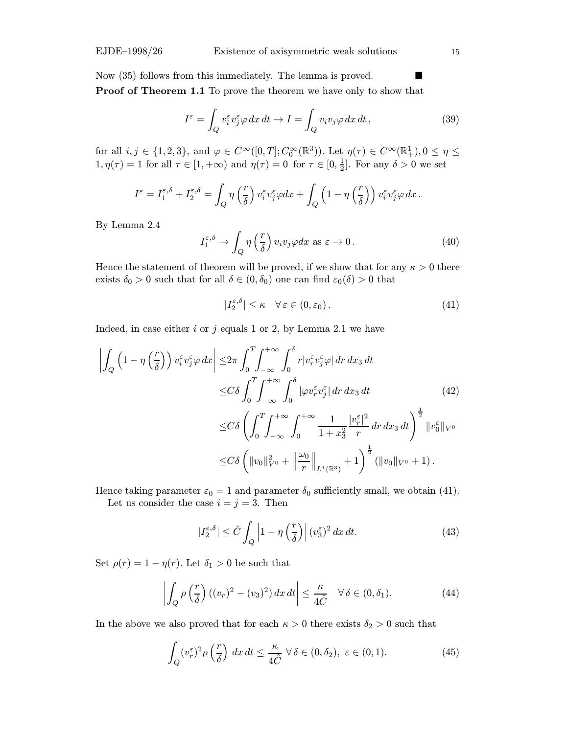Now (35) follows from this immediately. The lemma is proved. ■

**Proof of Theorem 1.1** To prove the theorem we have only to show that

$$I^\varepsilon = \int_Q v_i^\varepsilon v_j^\varepsilon \varphi \, dx \, dt \to I = \int_Q v_i v_j \varphi \, dx \, dt \,, \tag{39}$$

for all $i,j \in \{1,2,3\}$, and $\varphi \in C^\infty([0,T]; C_0^\infty(\mathbb{R}^3))$. Let $\eta(\tau) \in C^\infty(\mathbb{R}_+^1), 0 \le \eta \le 1, \eta(\tau) = 1$ for all $\tau \in [1, +\infty)$ and $\eta(\tau) = 0$ for $\tau \in [0, \frac{1}{2}]$. For any $\delta > 0$ we set

$$I^\varepsilon = I_1^{\varepsilon,\delta} + I_2^{\varepsilon,\delta} = \int_Q \eta\left(\frac{r}{\delta}\right) v_i^\varepsilon v_j^\varepsilon \varphi dx + \int_Q \left(1 - \eta\left(\frac{r}{\delta}\right)\right) v_i^\varepsilon v_j^\varepsilon \varphi \, dx \,.$$

By Lemma 2.4

$$I_1^{\varepsilon,\delta} \to \int_Q \eta\left(\frac{r}{\delta}\right) v_i v_j \varphi dx \text{ as } \varepsilon \to 0 \,. \tag{40}$$

Hence the statement of theorem will be proved, if we show that for any $\kappa > 0$ there exists $\delta_0 > 0$ such that for all $\delta \in (0, \delta_0)$ one can find $\varepsilon_0(\delta) > 0$ that

$$|I_2^{\varepsilon,\delta}| \le \kappa \quad \forall \, \varepsilon \in (0, \varepsilon_0) \,. \tag{41}$$

Indeed, in case either $i$ or $j$ equals 1 or 2, by Lemma 2.1 we have

$$\begin{aligned}
\left| \int_Q \left(1 - \eta\left(\frac{r}{\delta}\right)\right) v_i^\varepsilon v_j^\varepsilon \varphi \, dx \right| \le & 2\pi \int_0^T \int_{-\infty}^{+\infty} \int_0^\delta r |v_r^\varepsilon v_j^\varepsilon \varphi| \, dr \, dx_3 \, dt \\
\le & C\delta \int_0^T \int_{-\infty}^{+\infty} \int_0^\delta |\varphi v_r^\varepsilon v_j^\varepsilon| \, dr \, dx_3 \, dt \\
\le & C\delta \left( \int_0^T \int_{-\infty}^{+\infty} \int_0^{+\infty} \frac{1}{1 + x_3^2} \frac{|v_r^\varepsilon|^2}{r} \, dr \, dx_3 \, dt \right)^{\frac{1}{2}} \|v_0^\varepsilon\|_{V^0} \\
\le & C\delta \left( \|v_0\|_{V^0}^2 + \left\| \frac{\omega_0}{r} \right\|_{L^1(\mathbb{R}^3)} + 1 \right)^{\frac{1}{2}} (\|v_0\|_{V^0} + 1) \,.
\end{aligned} \tag{42}$$

Hence taking parameter $\varepsilon_0 = 1$ and parameter $\delta_0$ sufficiently small, we obtain (41).

Let us consider the case $i = j = 3$. Then

$$|I_2^{\varepsilon,\delta}| \le \hat{C} \int_Q \left| 1 - \eta\left(\frac{r}{\delta}\right) \right| (v_3^\varepsilon)^2 \, dx \, dt. \tag{43}$$

Set $\rho(r) = 1 - \eta(r)$. Let $\delta_1 > 0$ be such that

$$\left| \int_Q \rho\left(\frac{r}{\delta}\right) ((v_r)^2 - (v_3)^2) \, dx \, dt \right| \le \frac{\kappa}{4\hat{C}} \quad \forall \, \delta \in (0, \delta_1). \tag{44}$$

In the above we also proved that for each $\kappa > 0$ there exists $\delta_2 > 0$ such that

$$\int_Q (v_r^\varepsilon)^2 \rho\left(\frac{r}{\delta}\right) \, dx \, dt \le \frac{\kappa}{4\hat{C}} \; \forall \, \delta \in (0, \delta_2), \; \varepsilon \in (0,1). \tag{45}$$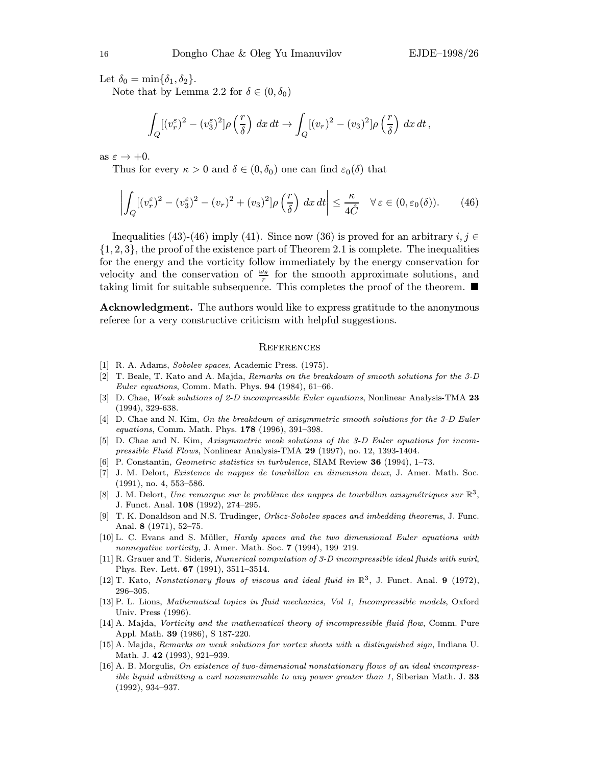Let $\delta_0 = \min\{\delta_1, \delta_2\}$.

Note that by Lemma 2.2 for $\delta \in (0, \delta_0)$

$$\int_Q [(v_r^\varepsilon)^2 - (v_3^\varepsilon)^2]\rho\left(\frac{r}{\delta}\right)\, dx\, dt \to \int_Q [(v_r)^2 - (v_3)^2]\rho\left(\frac{r}{\delta}\right)\, dx\, dt\,,$$

as $\varepsilon \to +0$.

Thus for every $\kappa > 0$ and $\delta \in (0, \delta_0)$ one can find $\varepsilon_0(\delta)$ that

$$\left| \int_Q [(v_r^\varepsilon)^2 - (v_3^\varepsilon)^2 - (v_r)^2 + (v_3)^2]\rho\left(\frac{r}{\delta}\right)\, dx\, dt \right| \le \frac{\kappa}{4\hat{C}} \quad \forall\, \varepsilon \in (0, \varepsilon_0(\delta)). \tag{46}$$

Inequalities (43)-(46) imply (41). Since now (36) is proved for an arbitrary $i, j \in \{1, 2, 3\}$, the proof of the existence part of Theorem 2.1 is complete. The inequalities for the energy and the vorticity follow immediately by the energy conservation for velocity and the conservation of $\frac{\omega_\theta}{r}$ for the smooth approximate solutions, and taking limit for suitable subsequence. This completes the proof of the theorem. ■

**Acknowledgment.** The authors would like to express gratitude to the anonymous referee for a very constructive criticism with helpful suggestions.

## References

[1] R. A. Adams, *Sobolev spaces*, Academic Press. (1975).

[2] T. Beale, T. Kato and A. Majda, *Remarks on the breakdown of smooth solutions for the 3-D Euler equations*, Comm. Math. Phys. **94** (1984), 61–66.

[3] D. Chae, *Weak solutions of 2-D incompressible Euler equations*, Nonlinear Analysis-TMA **23** (1994), 329-638.

[4] D. Chae and N. Kim, *On the breakdown of axisymmetric smooth solutions for the 3-D Euler equations*, Comm. Math. Phys. **178** (1996), 391–398.

[5] D. Chae and N. Kim, *Axisymmetric weak solutions of the 3-D Euler equations for incompressible Fluid Flows*, Nonlinear Analysis-TMA **29** (1997), no. 12, 1393-1404.

[6] P. Constantin, *Geometric statistics in turbulence*, SIAM Review **36** (1994), 1–73.

[7] J. M. Delort, *Existence de nappes de tourbillon en dimension deux*, J. Amer. Math. Soc. (1991), no. 4, 553–586.

[8] J. M. Delort, *Une remarque sur le problème des nappes de tourbillon axisymétriques sur* $\mathbb{R}^3$, J. Funct. Anal. **108** (1992), 274–295.

[9] T. K. Donaldson and N.S. Trudinger, *Orlicz-Sobolev spaces and imbedding theorems*, J. Func. Anal. **8** (1971), 52–75.

[10] L. C. Evans and S. Müller, *Hardy spaces and the two dimensional Euler equations with nonnegative vorticity*, J. Amer. Math. Soc. **7** (1994), 199–219.

[11] R. Grauer and T. Sideris, *Numerical computation of 3-D incompressible ideal fluids with swirl*, Phys. Rev. Lett. **67** (1991), 3511–3514.

[12] T. Kato, *Nonstationary flows of viscous and ideal fluid in* $\mathbb{R}^3$, J. Funct. Anal. **9** (1972), 296–305.

[13] P. L. Lions, *Mathematical topics in fluid mechanics, Vol 1, Incompressible models*, Oxford Univ. Press (1996).

[14] A. Majda, *Vorticity and the mathematical theory of incompressible fluid flow*, Comm. Pure Appl. Math. **39** (1986), S 187-220.

[15] A. Majda, *Remarks on weak solutions for vortex sheets with a distinguished sign*, Indiana U. Math. J. **42** (1993), 921–939.

[16] A. B. Morgulis, *On existence of two-dimensional nonstationary flows of an ideal incompressible liquid admitting a curl nonsummable to any power greater than 1*, Siberian Math. J. **33** (1992), 934–937.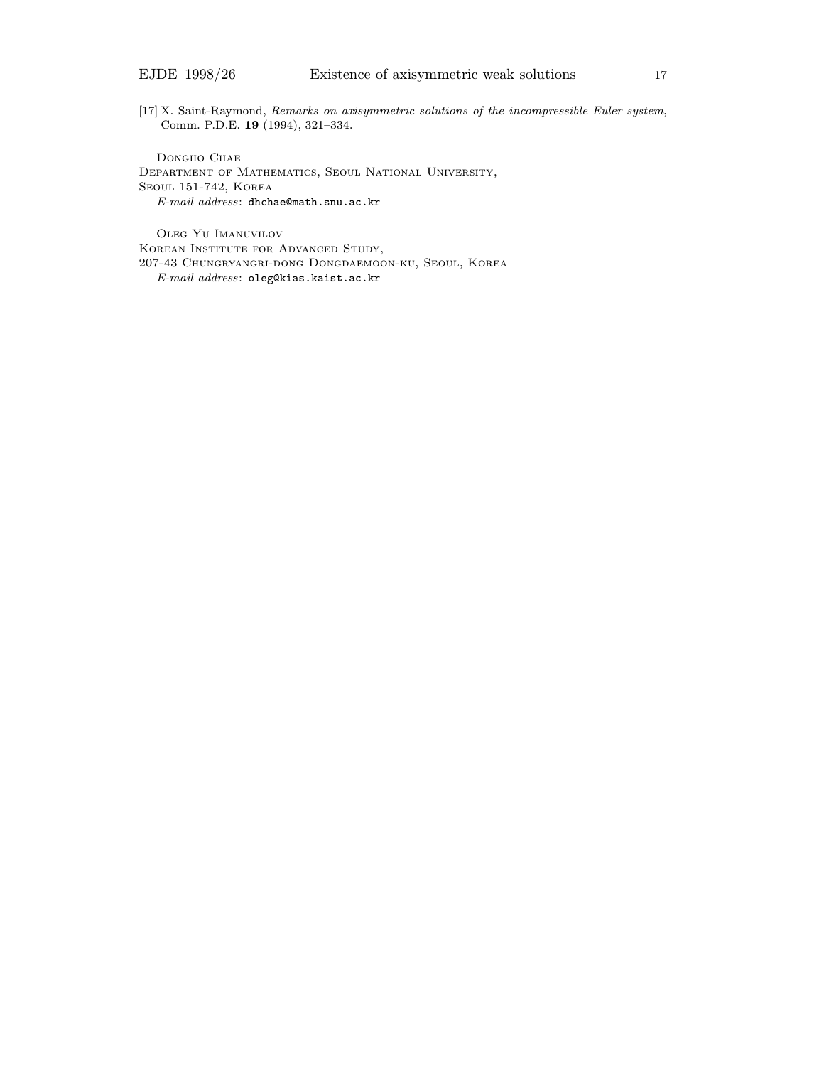[17] X. Saint-Raymond, *Remarks on axisymmetric solutions of the incompressible Euler system*, Comm. P.D.E. **19** (1994), 321–334.

Dongho Chae
Department of Mathematics, Seoul National University,
Seoul 151-742, Korea
*E-mail address*: dhchae@math.snu.ac.kr

Oleg Yu Imanuvilov
Korean Institute for Advanced Study,
207-43 Chungryangri-dong Dongdaemoon-ku, Seoul, Korea
*E-mail address*: oleg@kias.kaist.ac.kr